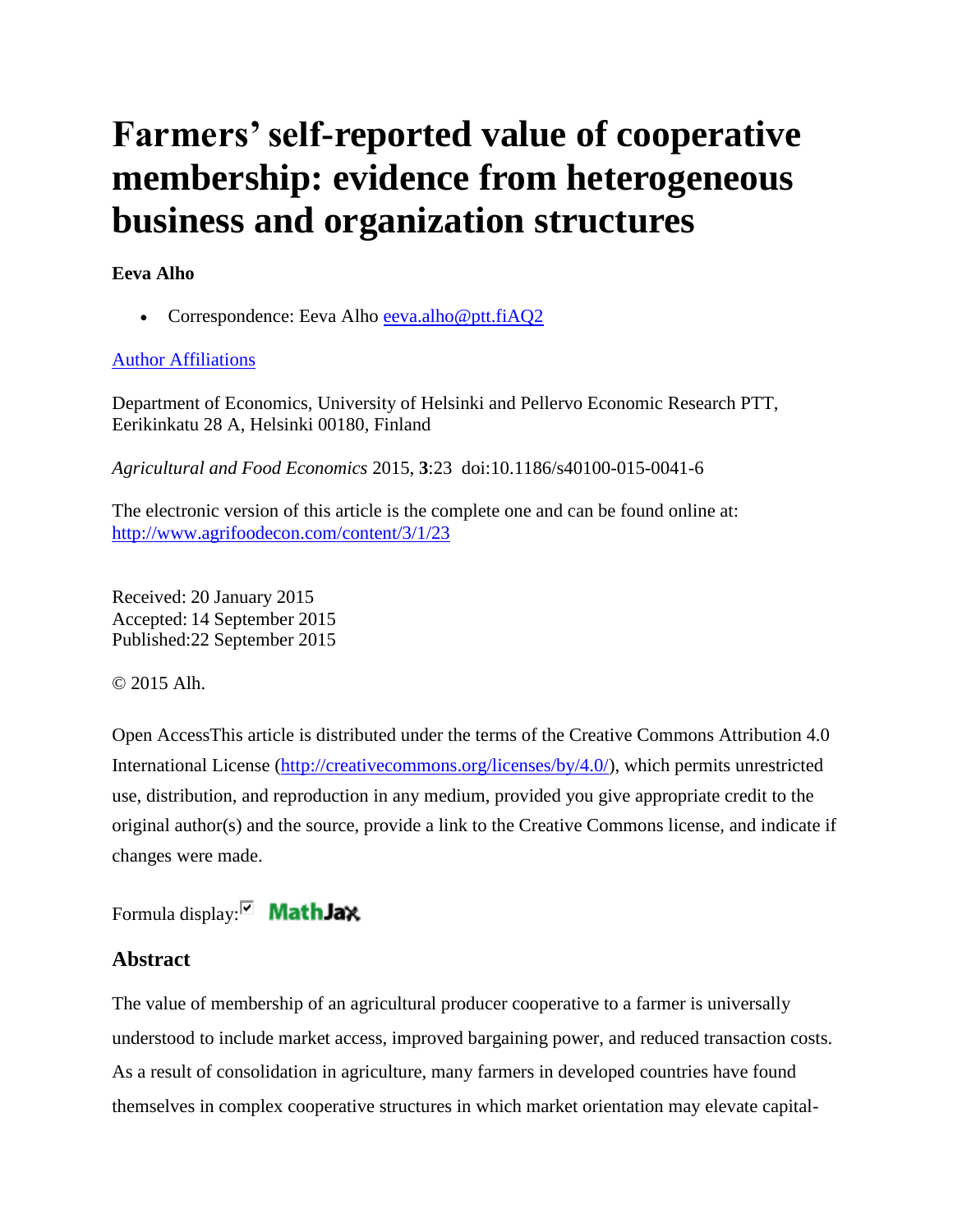# Farmers' self-reported value of cooperative membership: evidence from heterogeneous business and organization structures

**Eeva Alho**

- Correspondence: Eeva Alho eeva.alho@ptt.fiAQ2

Author Affiliations

Department of Economics, University of Helsinki and Pellervo Economic Research PTT, Eerikinkatu 28 A, Helsinki 00180, Finland

*Agricultural and Food Economics* 2015, **3**:23 doi:10.1186/s40100-015-0041-6

The electronic version of this article is the complete one and can be found online at: http://www.agrifoodecon.com/content/3/1/23

Received: 20 January 2015
Accepted: 14 September 2015
Published:22 September 2015

© 2015 Alh.

Open AccessThis article is distributed under the terms of the Creative Commons Attribution 4.0 International License (http://creativecommons.org/licenses/by/4.0/), which permits unrestricted use, distribution, and reproduction in any medium, provided you give appropriate credit to the original author(s) and the source, provide a link to the Creative Commons license, and indicate if changes were made.

Formula display: MathJax

## Abstract

The value of membership of an agricultural producer cooperative to a farmer is universally understood to include market access, improved bargaining power, and reduced transaction costs. As a result of consolidation in agriculture, many farmers in developed countries have found themselves in complex cooperative structures in which market orientation may elevate capital-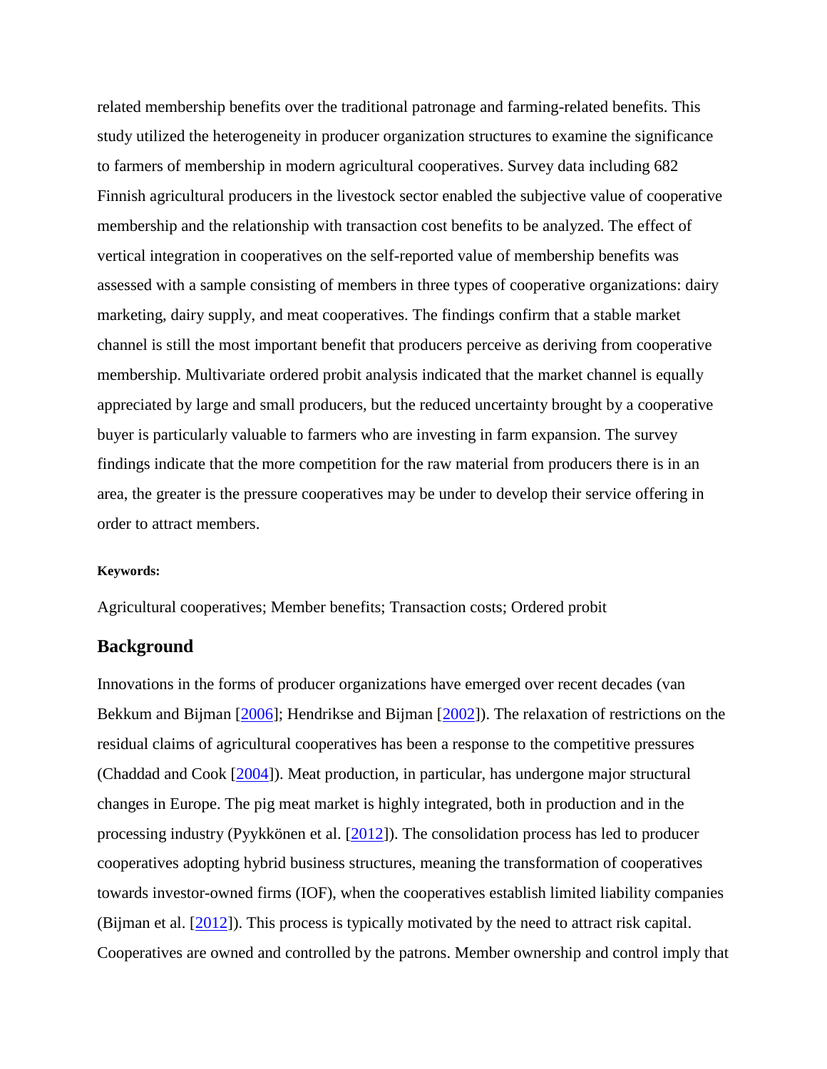related membership benefits over the traditional patronage and farming-related benefits. This study utilized the heterogeneity in producer organization structures to examine the significance to farmers of membership in modern agricultural cooperatives. Survey data including 682 Finnish agricultural producers in the livestock sector enabled the subjective value of cooperative membership and the relationship with transaction cost benefits to be analyzed. The effect of vertical integration in cooperatives on the self-reported value of membership benefits was assessed with a sample consisting of members in three types of cooperative organizations: dairy marketing, dairy supply, and meat cooperatives. The findings confirm that a stable market channel is still the most important benefit that producers perceive as deriving from cooperative membership. Multivariate ordered probit analysis indicated that the market channel is equally appreciated by large and small producers, but the reduced uncertainty brought by a cooperative buyer is particularly valuable to farmers who are investing in farm expansion. The survey findings indicate that the more competition for the raw material from producers there is in an area, the greater is the pressure cooperatives may be under to develop their service offering in order to attract members.

**Keywords:**

Agricultural cooperatives; Member benefits; Transaction costs; Ordered probit

## Background

Innovations in the forms of producer organizations have emerged over recent decades (van Bekkum and Bijman [2006]; Hendrikse and Bijman [2002]). The relaxation of restrictions on the residual claims of agricultural cooperatives has been a response to the competitive pressures (Chaddad and Cook [2004]). Meat production, in particular, has undergone major structural changes in Europe. The pig meat market is highly integrated, both in production and in the processing industry (Pyykkönen et al. [2012]). The consolidation process has led to producer cooperatives adopting hybrid business structures, meaning the transformation of cooperatives towards investor-owned firms (IOF), when the cooperatives establish limited liability companies (Bijman et al. [2012]). This process is typically motivated by the need to attract risk capital. Cooperatives are owned and controlled by the patrons. Member ownership and control imply that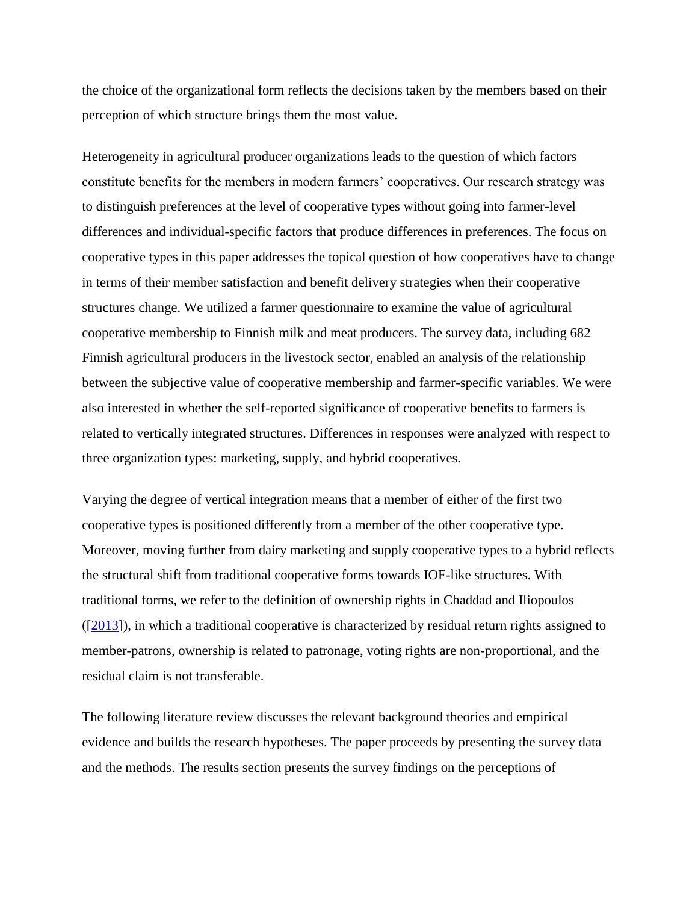the choice of the organizational form reflects the decisions taken by the members based on their perception of which structure brings them the most value.

Heterogeneity in agricultural producer organizations leads to the question of which factors constitute benefits for the members in modern farmers' cooperatives. Our research strategy was to distinguish preferences at the level of cooperative types without going into farmer-level differences and individual-specific factors that produce differences in preferences. The focus on cooperative types in this paper addresses the topical question of how cooperatives have to change in terms of their member satisfaction and benefit delivery strategies when their cooperative structures change. We utilized a farmer questionnaire to examine the value of agricultural cooperative membership to Finnish milk and meat producers. The survey data, including 682 Finnish agricultural producers in the livestock sector, enabled an analysis of the relationship between the subjective value of cooperative membership and farmer-specific variables. We were also interested in whether the self-reported significance of cooperative benefits to farmers is related to vertically integrated structures. Differences in responses were analyzed with respect to three organization types: marketing, supply, and hybrid cooperatives.

Varying the degree of vertical integration means that a member of either of the first two cooperative types is positioned differently from a member of the other cooperative type. Moreover, moving further from dairy marketing and supply cooperative types to a hybrid reflects the structural shift from traditional cooperative forms towards IOF-like structures. With traditional forms, we refer to the definition of ownership rights in Chaddad and Iliopoulos ([2013]), in which a traditional cooperative is characterized by residual return rights assigned to member-patrons, ownership is related to patronage, voting rights are non-proportional, and the residual claim is not transferable.

The following literature review discusses the relevant background theories and empirical evidence and builds the research hypotheses. The paper proceeds by presenting the survey data and the methods. The results section presents the survey findings on the perceptions of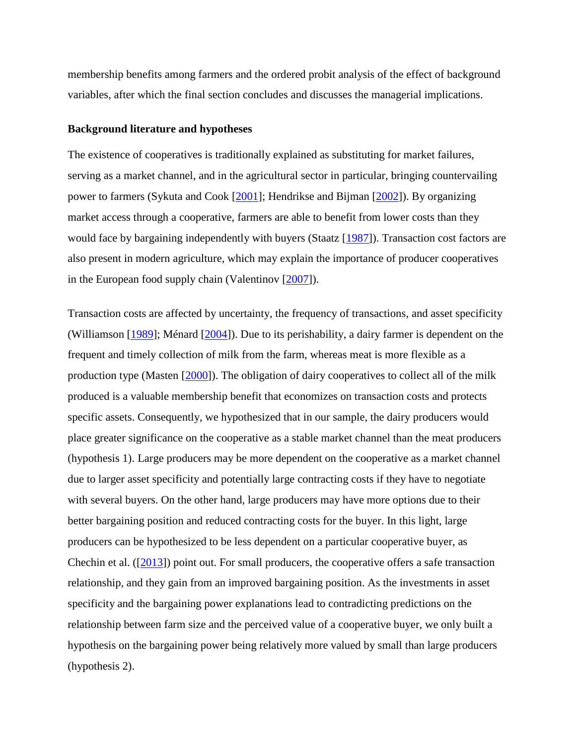membership benefits among farmers and the ordered probit analysis of the effect of background variables, after which the final section concludes and discusses the managerial implications.

## Background literature and hypotheses

The existence of cooperatives is traditionally explained as substituting for market failures, serving as a market channel, and in the agricultural sector in particular, bringing countervailing power to farmers (Sykuta and Cook [2001]; Hendrikse and Bijman [2002]). By organizing market access through a cooperative, farmers are able to benefit from lower costs than they would face by bargaining independently with buyers (Staatz [1987]). Transaction cost factors are also present in modern agriculture, which may explain the importance of producer cooperatives in the European food supply chain (Valentinov [2007]).

Transaction costs are affected by uncertainty, the frequency of transactions, and asset specificity (Williamson [1989]; Ménard [2004]). Due to its perishability, a dairy farmer is dependent on the frequent and timely collection of milk from the farm, whereas meat is more flexible as a production type (Masten [2000]). The obligation of dairy cooperatives to collect all of the milk produced is a valuable membership benefit that economizes on transaction costs and protects specific assets. Consequently, we hypothesized that in our sample, the dairy producers would place greater significance on the cooperative as a stable market channel than the meat producers (hypothesis 1). Large producers may be more dependent on the cooperative as a market channel due to larger asset specificity and potentially large contracting costs if they have to negotiate with several buyers. On the other hand, large producers may have more options due to their better bargaining position and reduced contracting costs for the buyer. In this light, large producers can be hypothesized to be less dependent on a particular cooperative buyer, as Chechin et al. ([2013]) point out. For small producers, the cooperative offers a safe transaction relationship, and they gain from an improved bargaining position. As the investments in asset specificity and the bargaining power explanations lead to contradicting predictions on the relationship between farm size and the perceived value of a cooperative buyer, we only built a hypothesis on the bargaining power being relatively more valued by small than large producers (hypothesis 2).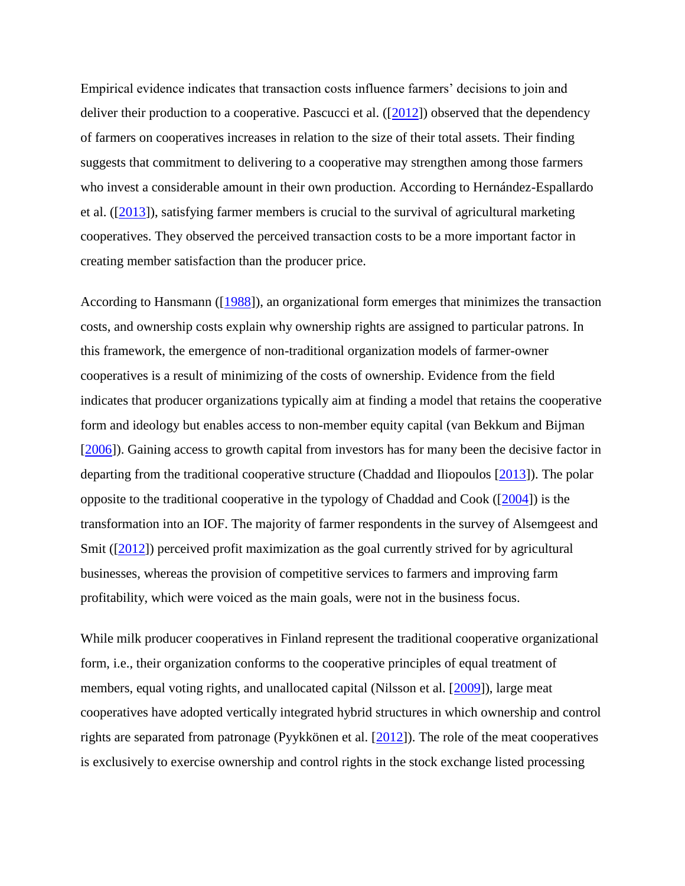Empirical evidence indicates that transaction costs influence farmers' decisions to join and deliver their production to a cooperative. Pascucci et al. ([2012]) observed that the dependency of farmers on cooperatives increases in relation to the size of their total assets. Their finding suggests that commitment to delivering to a cooperative may strengthen among those farmers who invest a considerable amount in their own production. According to Hernández-Espallardo et al. ([2013]), satisfying farmer members is crucial to the survival of agricultural marketing cooperatives. They observed the perceived transaction costs to be a more important factor in creating member satisfaction than the producer price.

According to Hansmann ([1988]), an organizational form emerges that minimizes the transaction costs, and ownership costs explain why ownership rights are assigned to particular patrons. In this framework, the emergence of non-traditional organization models of farmer-owner cooperatives is a result of minimizing of the costs of ownership. Evidence from the field indicates that producer organizations typically aim at finding a model that retains the cooperative form and ideology but enables access to non-member equity capital (van Bekkum and Bijman [2006]). Gaining access to growth capital from investors has for many been the decisive factor in departing from the traditional cooperative structure (Chaddad and Iliopoulos [2013]). The polar opposite to the traditional cooperative in the typology of Chaddad and Cook ([2004]) is the transformation into an IOF. The majority of farmer respondents in the survey of Alsemgeest and Smit ([2012]) perceived profit maximization as the goal currently strived for by agricultural businesses, whereas the provision of competitive services to farmers and improving farm profitability, which were voiced as the main goals, were not in the business focus.

While milk producer cooperatives in Finland represent the traditional cooperative organizational form, i.e., their organization conforms to the cooperative principles of equal treatment of members, equal voting rights, and unallocated capital (Nilsson et al. [2009]), large meat cooperatives have adopted vertically integrated hybrid structures in which ownership and control rights are separated from patronage (Pyykkönen et al. [2012]). The role of the meat cooperatives is exclusively to exercise ownership and control rights in the stock exchange listed processing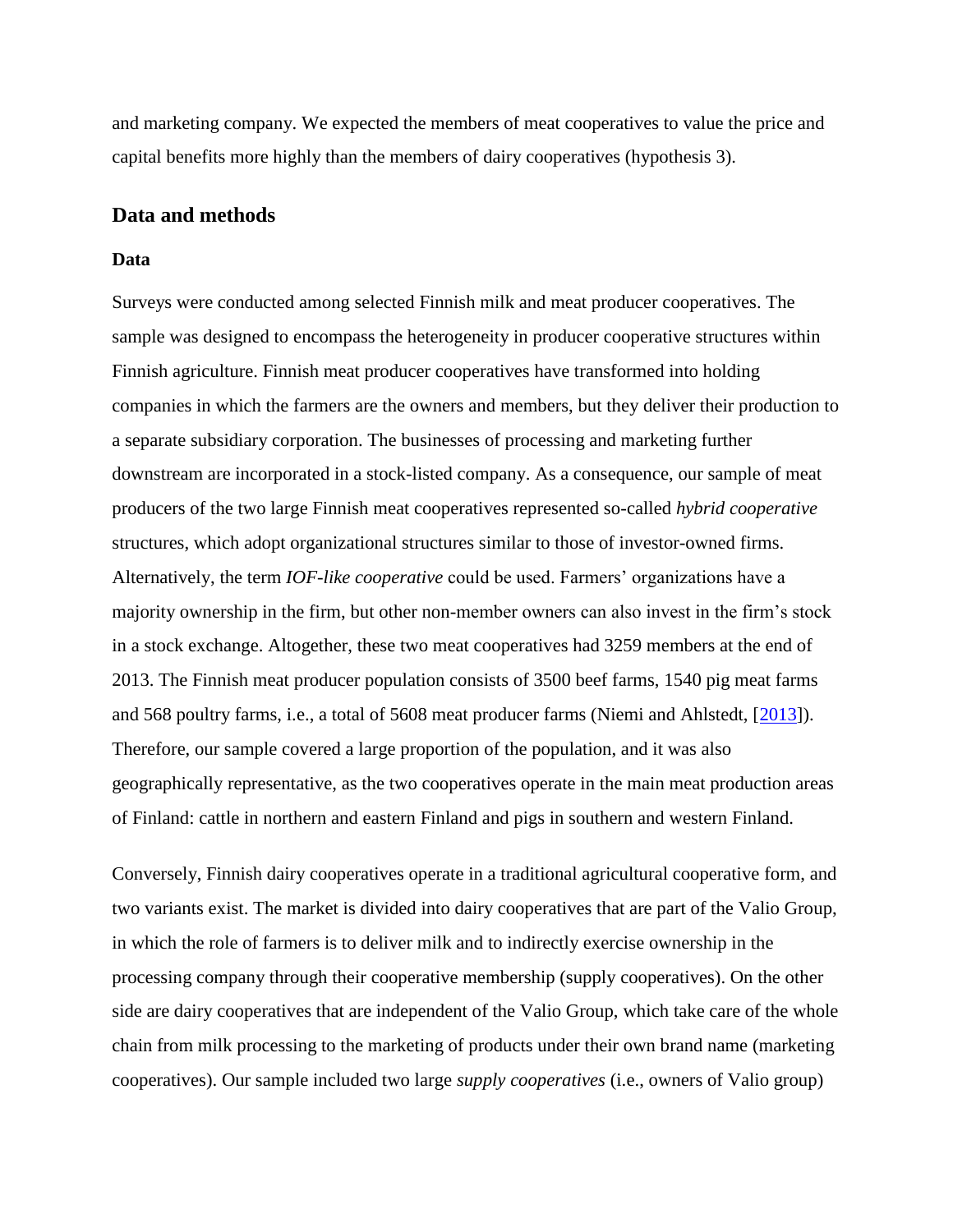and marketing company. We expected the members of meat cooperatives to value the price and capital benefits more highly than the members of dairy cooperatives (hypothesis 3).

## Data and methods

### Data

Surveys were conducted among selected Finnish milk and meat producer cooperatives. The sample was designed to encompass the heterogeneity in producer cooperative structures within Finnish agriculture. Finnish meat producer cooperatives have transformed into holding companies in which the farmers are the owners and members, but they deliver their production to a separate subsidiary corporation. The businesses of processing and marketing further downstream are incorporated in a stock-listed company. As a consequence, our sample of meat producers of the two large Finnish meat cooperatives represented so-called *hybrid cooperative* structures, which adopt organizational structures similar to those of investor-owned firms. Alternatively, the term *IOF-like cooperative* could be used. Farmers' organizations have a majority ownership in the firm, but other non-member owners can also invest in the firm's stock in a stock exchange. Altogether, these two meat cooperatives had 3259 members at the end of 2013. The Finnish meat producer population consists of 3500 beef farms, 1540 pig meat farms and 568 poultry farms, i.e., a total of 5608 meat producer farms (Niemi and Ahlstedt, [2013]). Therefore, our sample covered a large proportion of the population, and it was also geographically representative, as the two cooperatives operate in the main meat production areas of Finland: cattle in northern and eastern Finland and pigs in southern and western Finland.

Conversely, Finnish dairy cooperatives operate in a traditional agricultural cooperative form, and two variants exist. The market is divided into dairy cooperatives that are part of the Valio Group, in which the role of farmers is to deliver milk and to indirectly exercise ownership in the processing company through their cooperative membership (supply cooperatives). On the other side are dairy cooperatives that are independent of the Valio Group, which take care of the whole chain from milk processing to the marketing of products under their own brand name (marketing cooperatives). Our sample included two large *supply cooperatives* (i.e., owners of Valio group)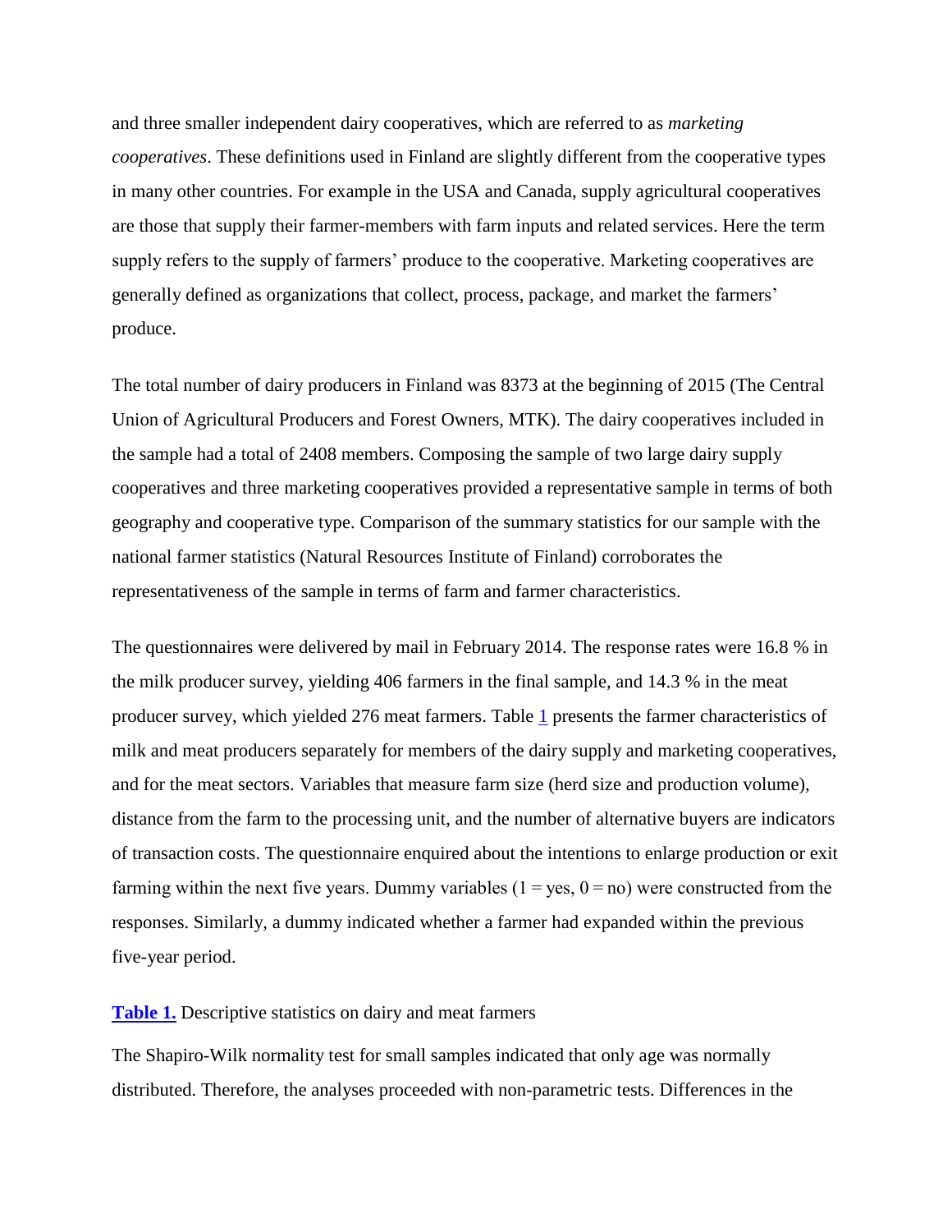and three smaller independent dairy cooperatives, which are referred to as *marketing cooperatives*. These definitions used in Finland are slightly different from the cooperative types in many other countries. For example in the USA and Canada, supply agricultural cooperatives are those that supply their farmer-members with farm inputs and related services. Here the term supply refers to the supply of farmers' produce to the cooperative. Marketing cooperatives are generally defined as organizations that collect, process, package, and market the farmers' produce.

The total number of dairy producers in Finland was 8373 at the beginning of 2015 (The Central Union of Agricultural Producers and Forest Owners, MTK). The dairy cooperatives included in the sample had a total of 2408 members. Composing the sample of two large dairy supply cooperatives and three marketing cooperatives provided a representative sample in terms of both geography and cooperative type. Comparison of the summary statistics for our sample with the national farmer statistics (Natural Resources Institute of Finland) corroborates the representativeness of the sample in terms of farm and farmer characteristics.

The questionnaires were delivered by mail in February 2014. The response rates were 16.8 % in the milk producer survey, yielding 406 farmers in the final sample, and 14.3 % in the meat producer survey, which yielded 276 meat farmers. Table 1 presents the farmer characteristics of milk and meat producers separately for members of the dairy supply and marketing cooperatives, and for the meat sectors. Variables that measure farm size (herd size and production volume), distance from the farm to the processing unit, and the number of alternative buyers are indicators of transaction costs. The questionnaire enquired about the intentions to enlarge production or exit farming within the next five years. Dummy variables (1 = yes, 0 = no) were constructed from the responses. Similarly, a dummy indicated whether a farmer had expanded within the previous five-year period.

**Table 1.** Descriptive statistics on dairy and meat farmers

The Shapiro-Wilk normality test for small samples indicated that only age was normally distributed. Therefore, the analyses proceeded with non-parametric tests. Differences in the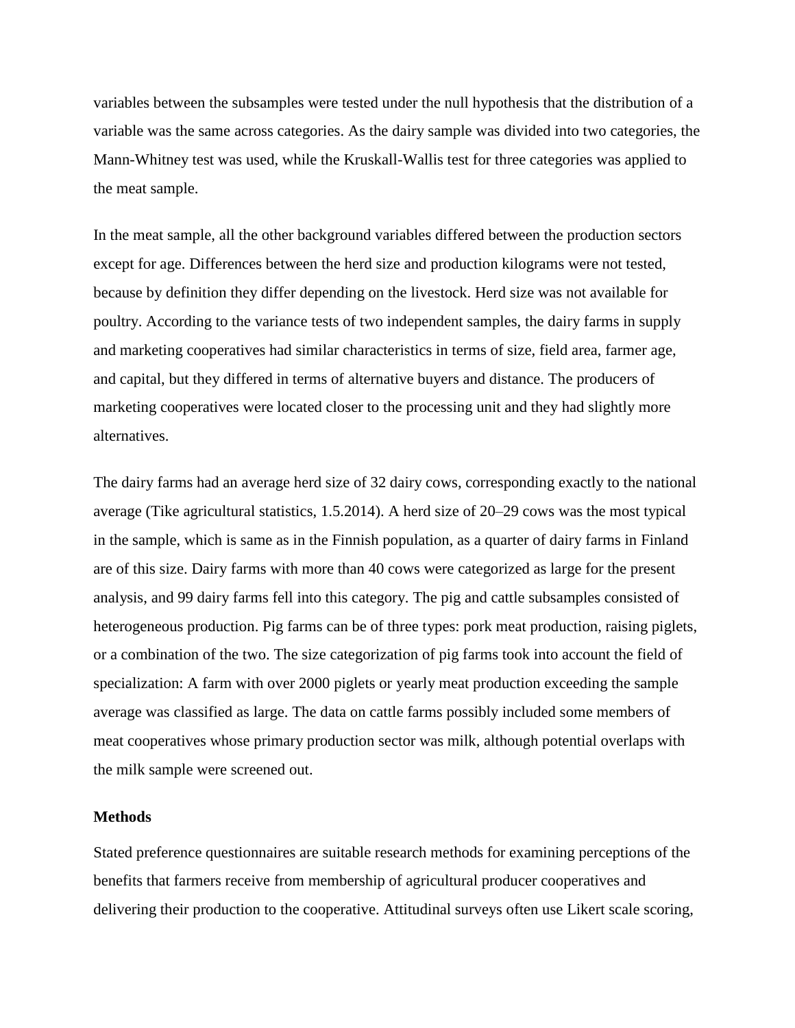variables between the subsamples were tested under the null hypothesis that the distribution of a variable was the same across categories. As the dairy sample was divided into two categories, the Mann-Whitney test was used, while the Kruskall-Wallis test for three categories was applied to the meat sample.

In the meat sample, all the other background variables differed between the production sectors except for age. Differences between the herd size and production kilograms were not tested, because by definition they differ depending on the livestock. Herd size was not available for poultry. According to the variance tests of two independent samples, the dairy farms in supply and marketing cooperatives had similar characteristics in terms of size, field area, farmer age, and capital, but they differed in terms of alternative buyers and distance. The producers of marketing cooperatives were located closer to the processing unit and they had slightly more alternatives.

The dairy farms had an average herd size of 32 dairy cows, corresponding exactly to the national average (Tike agricultural statistics, 1.5.2014). A herd size of 20–29 cows was the most typical in the sample, which is same as in the Finnish population, as a quarter of dairy farms in Finland are of this size. Dairy farms with more than 40 cows were categorized as large for the present analysis, and 99 dairy farms fell into this category. The pig and cattle subsamples consisted of heterogeneous production. Pig farms can be of three types: pork meat production, raising piglets, or a combination of the two. The size categorization of pig farms took into account the field of specialization: A farm with over 2000 piglets or yearly meat production exceeding the sample average was classified as large. The data on cattle farms possibly included some members of meat cooperatives whose primary production sector was milk, although potential overlaps with the milk sample were screened out.

## Methods

Stated preference questionnaires are suitable research methods for examining perceptions of the benefits that farmers receive from membership of agricultural producer cooperatives and delivering their production to the cooperative. Attitudinal surveys often use Likert scale scoring,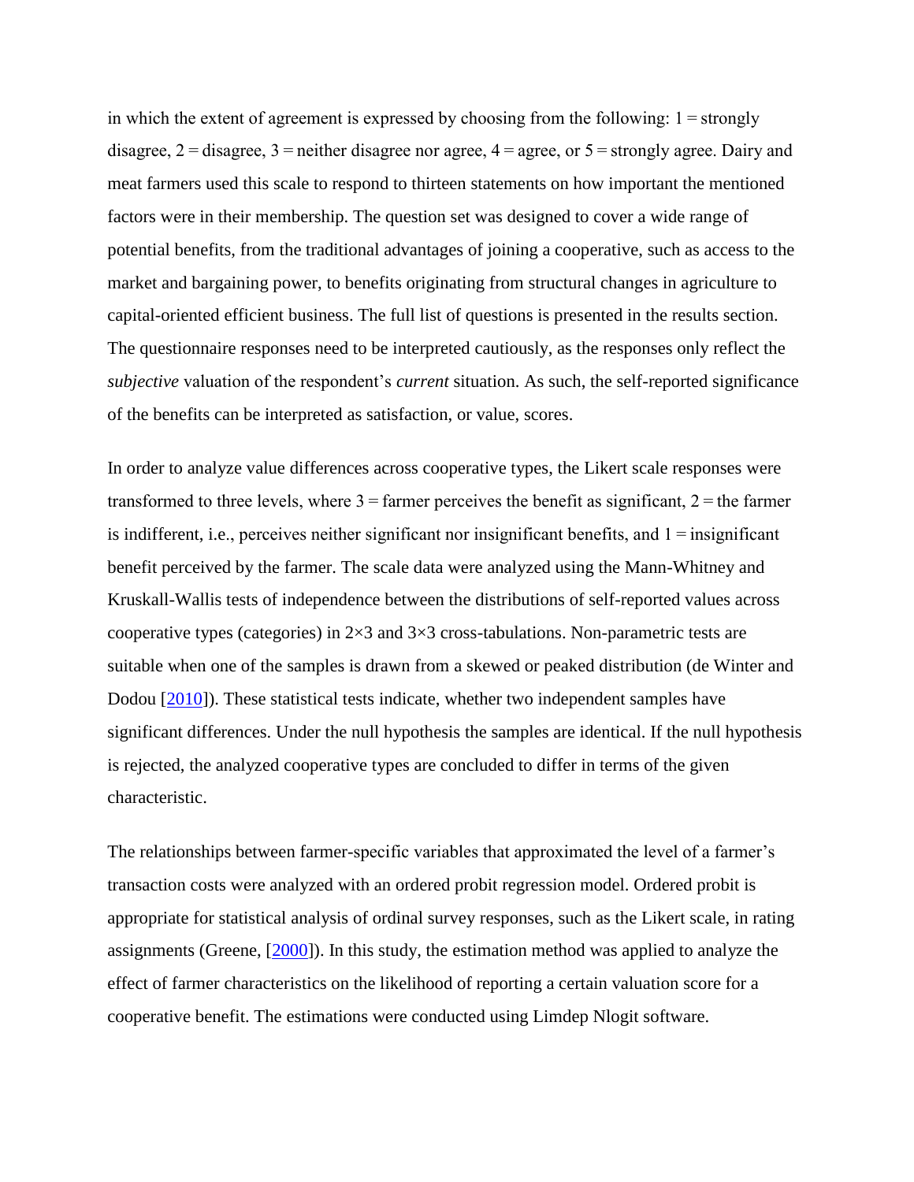in which the extent of agreement is expressed by choosing from the following: 1 = strongly disagree, 2 = disagree, 3 = neither disagree nor agree, 4 = agree, or 5 = strongly agree. Dairy and meat farmers used this scale to respond to thirteen statements on how important the mentioned factors were in their membership. The question set was designed to cover a wide range of potential benefits, from the traditional advantages of joining a cooperative, such as access to the market and bargaining power, to benefits originating from structural changes in agriculture to capital-oriented efficient business. The full list of questions is presented in the results section. The questionnaire responses need to be interpreted cautiously, as the responses only reflect the *subjective* valuation of the respondent's *current* situation. As such, the self-reported significance of the benefits can be interpreted as satisfaction, or value, scores.

In order to analyze value differences across cooperative types, the Likert scale responses were transformed to three levels, where 3 = farmer perceives the benefit as significant, 2 = the farmer is indifferent, i.e., perceives neither significant nor insignificant benefits, and 1 = insignificant benefit perceived by the farmer. The scale data were analyzed using the Mann-Whitney and Kruskall-Wallis tests of independence between the distributions of self-reported values across cooperative types (categories) in 2×3 and 3×3 cross-tabulations. Non-parametric tests are suitable when one of the samples is drawn from a skewed or peaked distribution (de Winter and Dodou [2010]). These statistical tests indicate, whether two independent samples have significant differences. Under the null hypothesis the samples are identical. If the null hypothesis is rejected, the analyzed cooperative types are concluded to differ in terms of the given characteristic.

The relationships between farmer-specific variables that approximated the level of a farmer's transaction costs were analyzed with an ordered probit regression model. Ordered probit is appropriate for statistical analysis of ordinal survey responses, such as the Likert scale, in rating assignments (Greene, [2000]). In this study, the estimation method was applied to analyze the effect of farmer characteristics on the likelihood of reporting a certain valuation score for a cooperative benefit. The estimations were conducted using Limdep Nlogit software.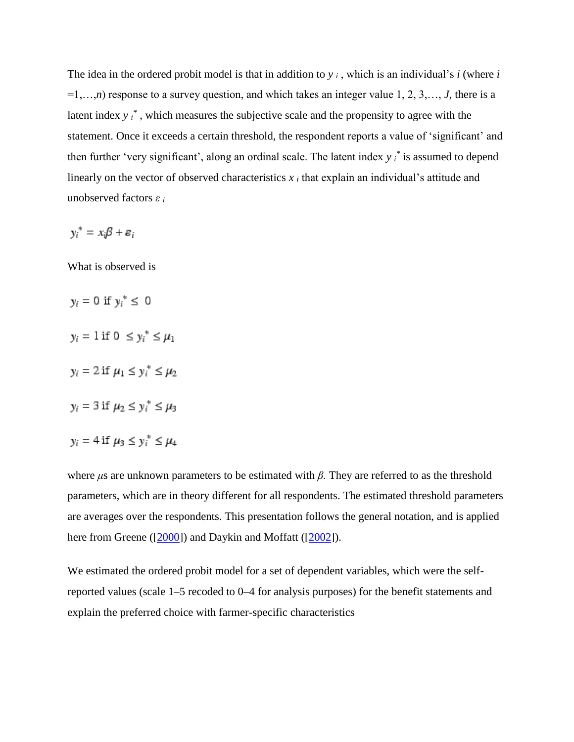The idea in the ordered probit model is that in addition to $y_i$, which is an individual's $i$ (where $i$ =1,…,$n$) response to a survey question, and which takes an integer value 1, 2, 3,…, $J$, there is a latent index $y_i^*$, which measures the subjective scale and the propensity to agree with the statement. Once it exceeds a certain threshold, the respondent reports a value of 'significant' and then further 'very significant', along an ordinal scale. The latent index $y_i^*$ is assumed to depend linearly on the vector of observed characteristics $x_i$ that explain an individual's attitude and unobserved factors $\varepsilon_i$

$$y_i^* = x_i\beta + \varepsilon_i$$

What is observed is

$$y_i = 0 \text{ if } y_i^* \leq 0$$

$$y_i = 1 \text{ if } 0 \leq y_i^* \leq \mu_1$$

$$y_i = 2 \text{ if } \mu_1 \leq y_i^* \leq \mu_2$$

$$y_i = 3 \text{ if } \mu_2 \leq y_i^* \leq \mu_3$$

$$y_i = 4 \text{ if } \mu_3 \leq y_i^* \leq \mu_4$$

where $\mu$s are unknown parameters to be estimated with $\beta$. They are referred to as the threshold parameters, which are in theory different for all respondents. The estimated threshold parameters are averages over the respondents. This presentation follows the general notation, and is applied here from Greene ([2000]) and Daykin and Moffatt ([2002]).

We estimated the ordered probit model for a set of dependent variables, which were the self-reported values (scale 1–5 recoded to 0–4 for analysis purposes) for the benefit statements and explain the preferred choice with farmer-specific characteristics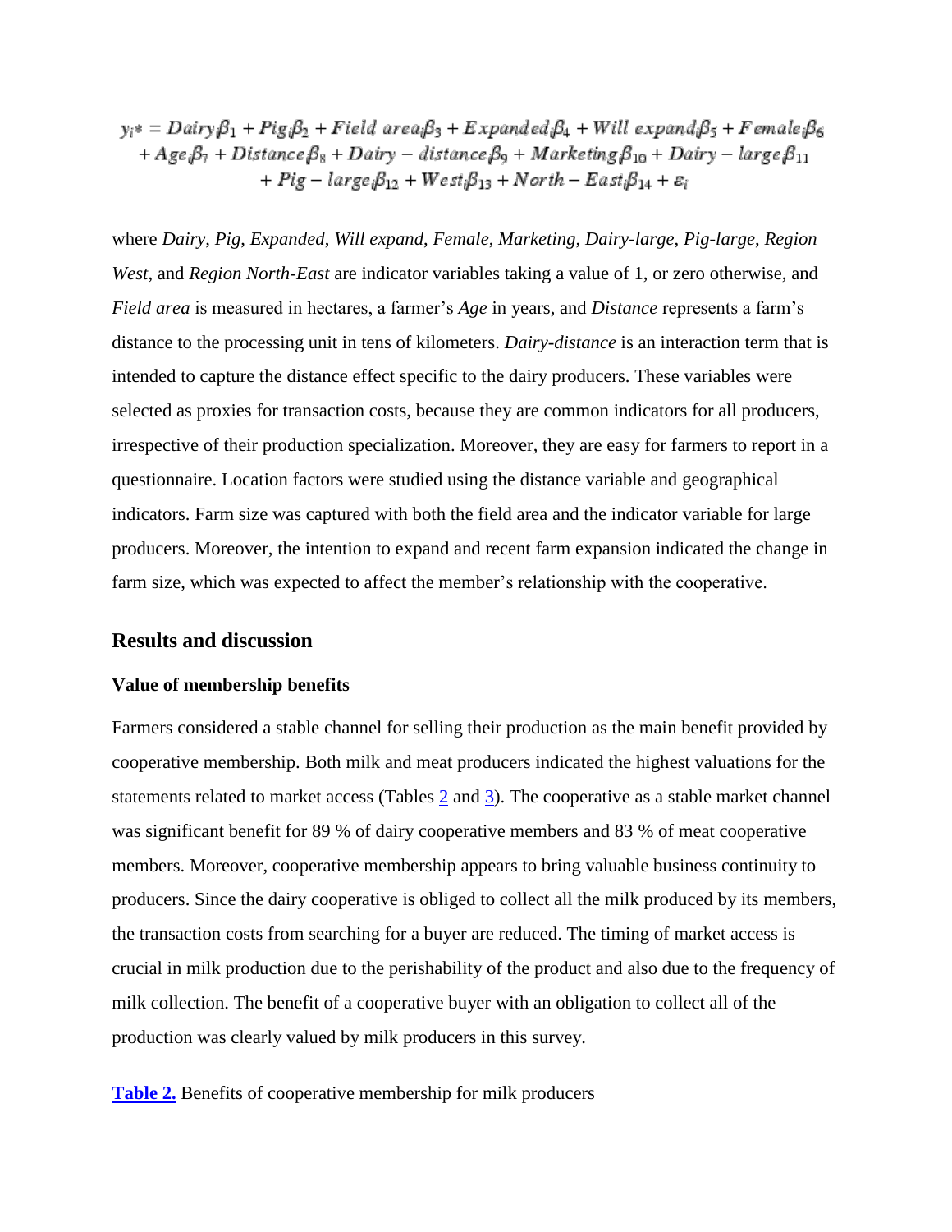$$y_i* = Dairy_i\beta_1 + Pig_i\beta_2 + Field\ area_i\beta_3 + Expanded_i\beta_4 + Will\ expand_i\beta_5 + Female_i\beta_6 + Age_i\beta_7 + Distance_i\beta_8 + Dairy - distance_i\beta_9 + Marketing_i\beta_{10} + Dairy - large_i\beta_{11} + Pig - large_i\beta_{12} + West_i\beta_{13} + North - East_i\beta_{14} + \varepsilon_i$$

where *Dairy*, *Pig*, *Expanded*, *Will expand*, *Female*, *Marketing*, *Dairy-large*, *Pig-large*, *Region West*, and *Region North-East* are indicator variables taking a value of 1, or zero otherwise, and *Field area* is measured in hectares, a farmer's *Age* in years, and *Distance* represents a farm's distance to the processing unit in tens of kilometers. *Dairy-distance* is an interaction term that is intended to capture the distance effect specific to the dairy producers. These variables were selected as proxies for transaction costs, because they are common indicators for all producers, irrespective of their production specialization. Moreover, they are easy for farmers to report in a questionnaire. Location factors were studied using the distance variable and geographical indicators. Farm size was captured with both the field area and the indicator variable for large producers. Moreover, the intention to expand and recent farm expansion indicated the change in farm size, which was expected to affect the member's relationship with the cooperative.

## Results and discussion

### Value of membership benefits

Farmers considered a stable channel for selling their production as the main benefit provided by cooperative membership. Both milk and meat producers indicated the highest valuations for the statements related to market access (Tables 2 and 3). The cooperative as a stable market channel was significant benefit for 89 % of dairy cooperative members and 83 % of meat cooperative members. Moreover, cooperative membership appears to bring valuable business continuity to producers. Since the dairy cooperative is obliged to collect all the milk produced by its members, the transaction costs from searching for a buyer are reduced. The timing of market access is crucial in milk production due to the perishability of the product and also due to the frequency of milk collection. The benefit of a cooperative buyer with an obligation to collect all of the production was clearly valued by milk producers in this survey.

**Table 2.** Benefits of cooperative membership for milk producers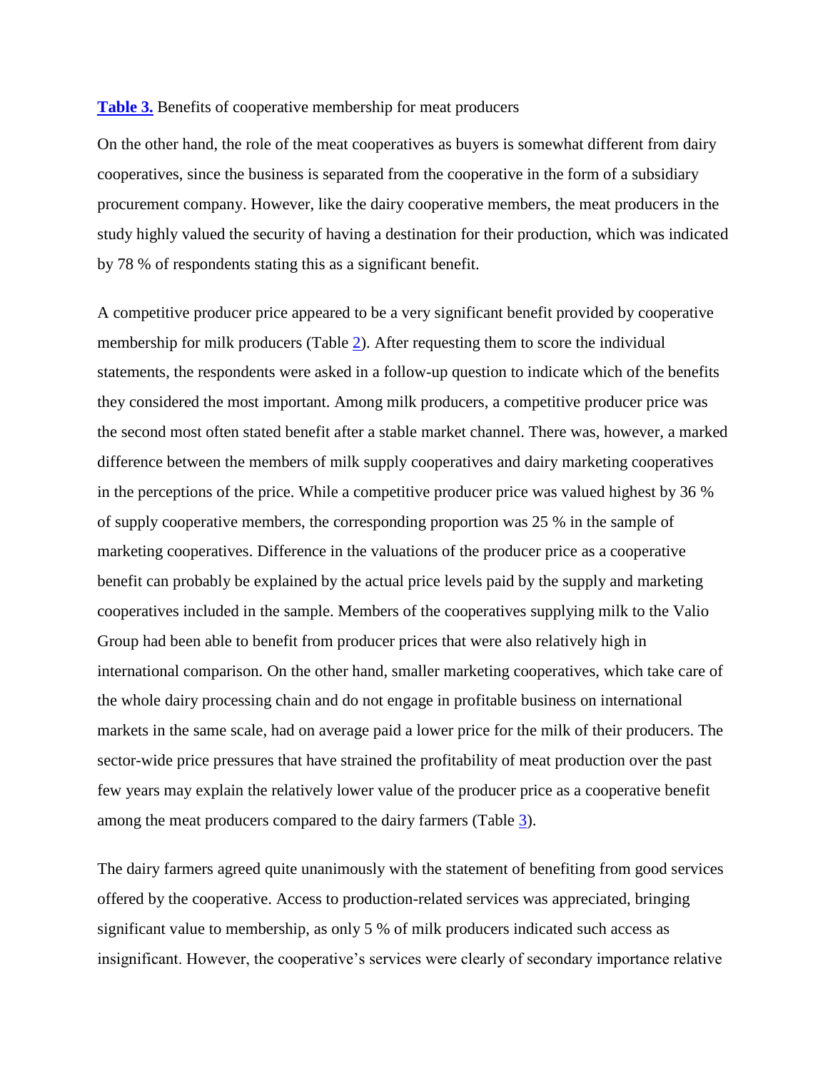**Table 3.** Benefits of cooperative membership for meat producers

On the other hand, the role of the meat cooperatives as buyers is somewhat different from dairy cooperatives, since the business is separated from the cooperative in the form of a subsidiary procurement company. However, like the dairy cooperative members, the meat producers in the study highly valued the security of having a destination for their production, which was indicated by 78 % of respondents stating this as a significant benefit.

A competitive producer price appeared to be a very significant benefit provided by cooperative membership for milk producers (Table 2). After requesting them to score the individual statements, the respondents were asked in a follow-up question to indicate which of the benefits they considered the most important. Among milk producers, a competitive producer price was the second most often stated benefit after a stable market channel. There was, however, a marked difference between the members of milk supply cooperatives and dairy marketing cooperatives in the perceptions of the price. While a competitive producer price was valued highest by 36 % of supply cooperative members, the corresponding proportion was 25 % in the sample of marketing cooperatives. Difference in the valuations of the producer price as a cooperative benefit can probably be explained by the actual price levels paid by the supply and marketing cooperatives included in the sample. Members of the cooperatives supplying milk to the Valio Group had been able to benefit from producer prices that were also relatively high in international comparison. On the other hand, smaller marketing cooperatives, which take care of the whole dairy processing chain and do not engage in profitable business on international markets in the same scale, had on average paid a lower price for the milk of their producers. The sector-wide price pressures that have strained the profitability of meat production over the past few years may explain the relatively lower value of the producer price as a cooperative benefit among the meat producers compared to the dairy farmers (Table 3).

The dairy farmers agreed quite unanimously with the statement of benefiting from good services offered by the cooperative. Access to production-related services was appreciated, bringing significant value to membership, as only 5 % of milk producers indicated such access as insignificant. However, the cooperative's services were clearly of secondary importance relative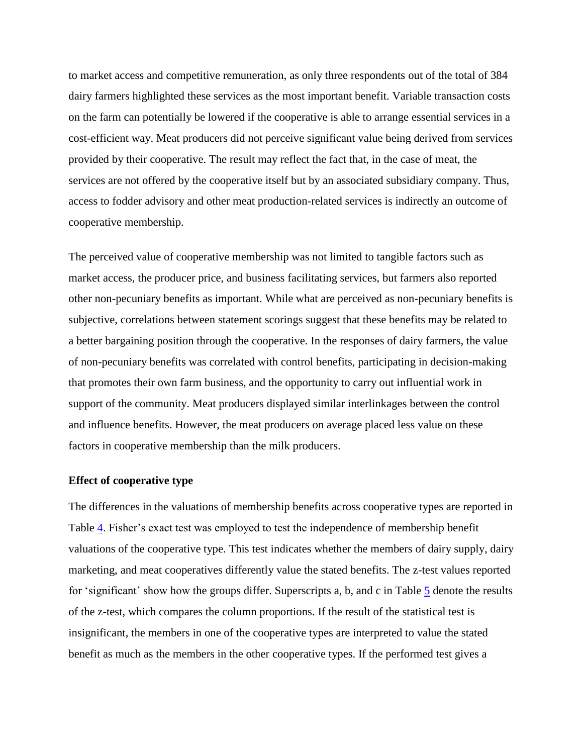to market access and competitive remuneration, as only three respondents out of the total of 384 dairy farmers highlighted these services as the most important benefit. Variable transaction costs on the farm can potentially be lowered if the cooperative is able to arrange essential services in a cost-efficient way. Meat producers did not perceive significant value being derived from services provided by their cooperative. The result may reflect the fact that, in the case of meat, the services are not offered by the cooperative itself but by an associated subsidiary company. Thus, access to fodder advisory and other meat production-related services is indirectly an outcome of cooperative membership.

The perceived value of cooperative membership was not limited to tangible factors such as market access, the producer price, and business facilitating services, but farmers also reported other non-pecuniary benefits as important. While what are perceived as non-pecuniary benefits is subjective, correlations between statement scorings suggest that these benefits may be related to a better bargaining position through the cooperative. In the responses of dairy farmers, the value of non-pecuniary benefits was correlated with control benefits, participating in decision-making that promotes their own farm business, and the opportunity to carry out influential work in support of the community. Meat producers displayed similar interlinkages between the control and influence benefits. However, the meat producers on average placed less value on these factors in cooperative membership than the milk producers.

**Effect of cooperative type**

The differences in the valuations of membership benefits across cooperative types are reported in Table 4. Fisher's exact test was employed to test the independence of membership benefit valuations of the cooperative type. This test indicates whether the members of dairy supply, dairy marketing, and meat cooperatives differently value the stated benefits. The z-test values reported for 'significant' show how the groups differ. Superscripts a, b, and c in Table 5 denote the results of the z-test, which compares the column proportions. If the result of the statistical test is insignificant, the members in one of the cooperative types are interpreted to value the stated benefit as much as the members in the other cooperative types. If the performed test gives a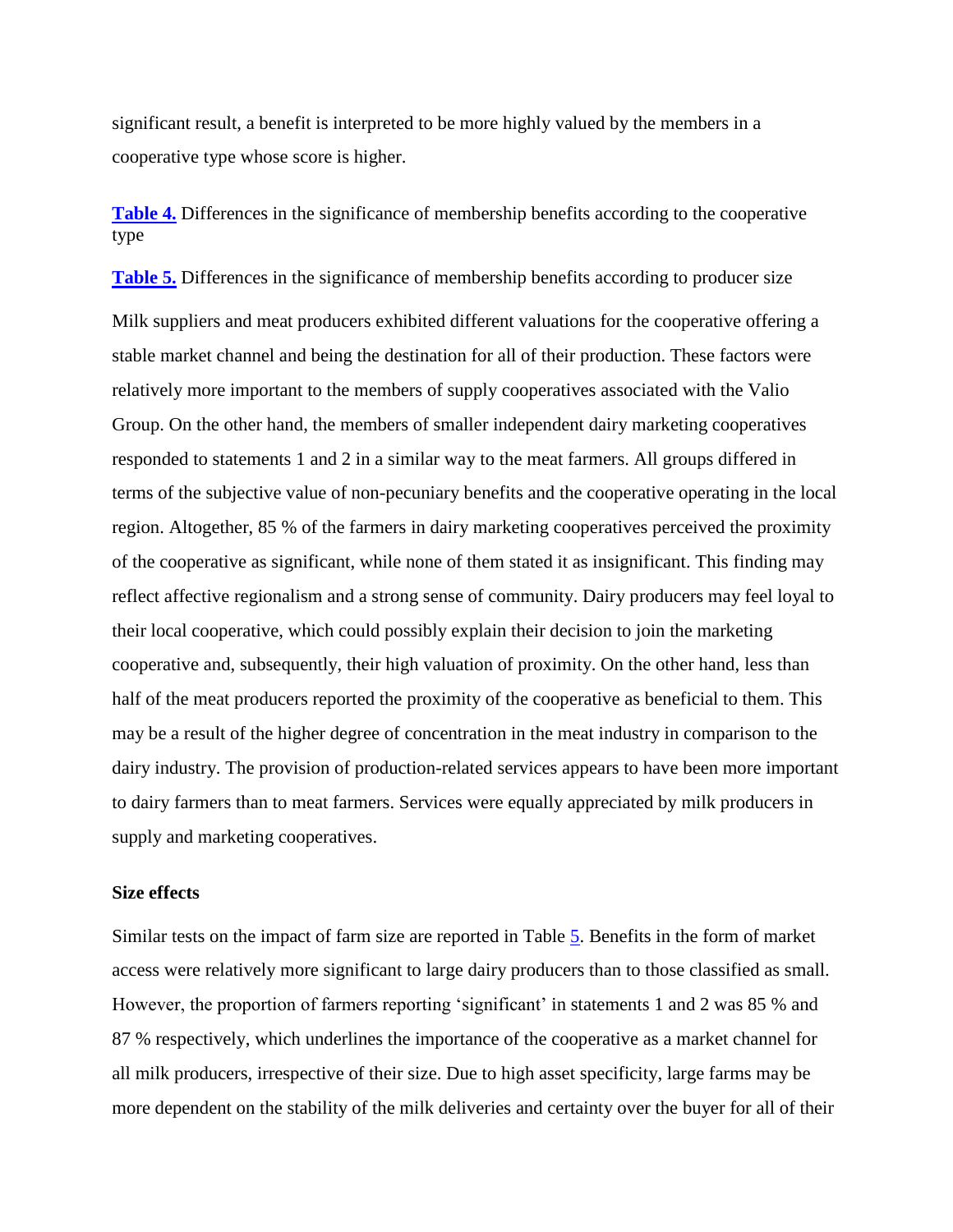significant result, a benefit is interpreted to be more highly valued by the members in a cooperative type whose score is higher.

**Table 4.** Differences in the significance of membership benefits according to the cooperative type

**Table 5.** Differences in the significance of membership benefits according to producer size

Milk suppliers and meat producers exhibited different valuations for the cooperative offering a stable market channel and being the destination for all of their production. These factors were relatively more important to the members of supply cooperatives associated with the Valio Group. On the other hand, the members of smaller independent dairy marketing cooperatives responded to statements 1 and 2 in a similar way to the meat farmers. All groups differed in terms of the subjective value of non-pecuniary benefits and the cooperative operating in the local region. Altogether, 85 % of the farmers in dairy marketing cooperatives perceived the proximity of the cooperative as significant, while none of them stated it as insignificant. This finding may reflect affective regionalism and a strong sense of community. Dairy producers may feel loyal to their local cooperative, which could possibly explain their decision to join the marketing cooperative and, subsequently, their high valuation of proximity. On the other hand, less than half of the meat producers reported the proximity of the cooperative as beneficial to them. This may be a result of the higher degree of concentration in the meat industry in comparison to the dairy industry. The provision of production-related services appears to have been more important to dairy farmers than to meat farmers. Services were equally appreciated by milk producers in supply and marketing cooperatives.

### Size effects

Similar tests on the impact of farm size are reported in Table 5. Benefits in the form of market access were relatively more significant to large dairy producers than to those classified as small. However, the proportion of farmers reporting 'significant' in statements 1 and 2 was 85 % and 87 % respectively, which underlines the importance of the cooperative as a market channel for all milk producers, irrespective of their size. Due to high asset specificity, large farms may be more dependent on the stability of the milk deliveries and certainty over the buyer for all of their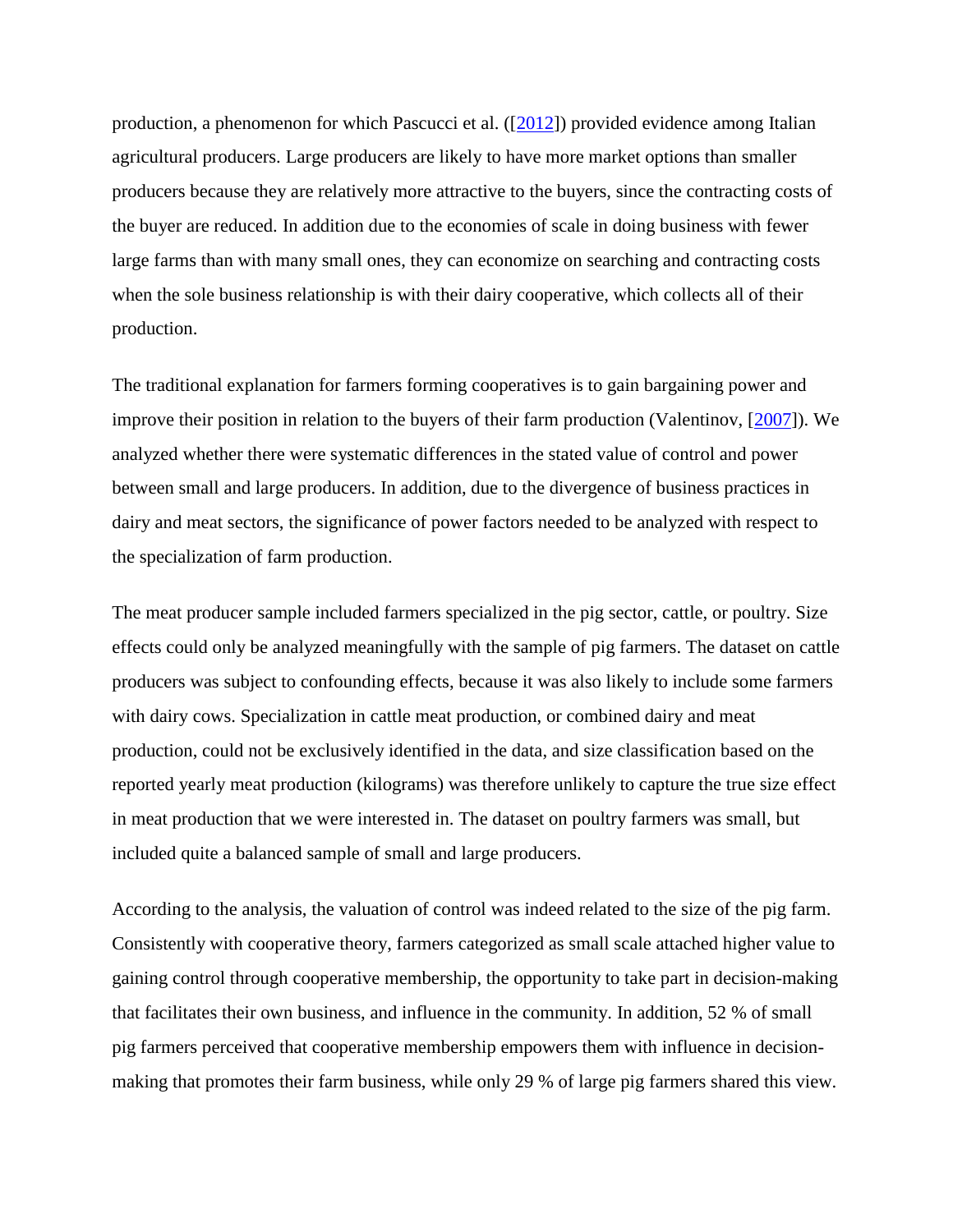production, a phenomenon for which Pascucci et al. ([2012]) provided evidence among Italian agricultural producers. Large producers are likely to have more market options than smaller producers because they are relatively more attractive to the buyers, since the contracting costs of the buyer are reduced. In addition due to the economies of scale in doing business with fewer large farms than with many small ones, they can economize on searching and contracting costs when the sole business relationship is with their dairy cooperative, which collects all of their production.

The traditional explanation for farmers forming cooperatives is to gain bargaining power and improve their position in relation to the buyers of their farm production (Valentinov, [2007]). We analyzed whether there were systematic differences in the stated value of control and power between small and large producers. In addition, due to the divergence of business practices in dairy and meat sectors, the significance of power factors needed to be analyzed with respect to the specialization of farm production.

The meat producer sample included farmers specialized in the pig sector, cattle, or poultry. Size effects could only be analyzed meaningfully with the sample of pig farmers. The dataset on cattle producers was subject to confounding effects, because it was also likely to include some farmers with dairy cows. Specialization in cattle meat production, or combined dairy and meat production, could not be exclusively identified in the data, and size classification based on the reported yearly meat production (kilograms) was therefore unlikely to capture the true size effect in meat production that we were interested in. The dataset on poultry farmers was small, but included quite a balanced sample of small and large producers.

According to the analysis, the valuation of control was indeed related to the size of the pig farm. Consistently with cooperative theory, farmers categorized as small scale attached higher value to gaining control through cooperative membership, the opportunity to take part in decision-making that facilitates their own business, and influence in the community. In addition, 52 % of small pig farmers perceived that cooperative membership empowers them with influence in decision-making that promotes their farm business, while only 29 % of large pig farmers shared this view.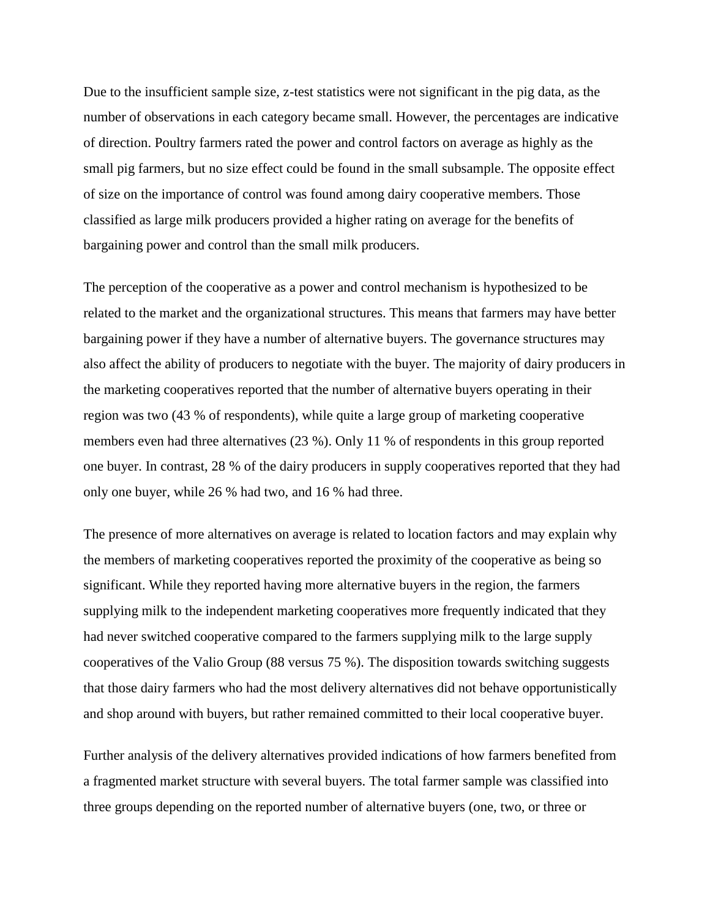Due to the insufficient sample size, z-test statistics were not significant in the pig data, as the number of observations in each category became small. However, the percentages are indicative of direction. Poultry farmers rated the power and control factors on average as highly as the small pig farmers, but no size effect could be found in the small subsample. The opposite effect of size on the importance of control was found among dairy cooperative members. Those classified as large milk producers provided a higher rating on average for the benefits of bargaining power and control than the small milk producers.

The perception of the cooperative as a power and control mechanism is hypothesized to be related to the market and the organizational structures. This means that farmers may have better bargaining power if they have a number of alternative buyers. The governance structures may also affect the ability of producers to negotiate with the buyer. The majority of dairy producers in the marketing cooperatives reported that the number of alternative buyers operating in their region was two (43 % of respondents), while quite a large group of marketing cooperative members even had three alternatives (23 %). Only 11 % of respondents in this group reported one buyer. In contrast, 28 % of the dairy producers in supply cooperatives reported that they had only one buyer, while 26 % had two, and 16 % had three.

The presence of more alternatives on average is related to location factors and may explain why the members of marketing cooperatives reported the proximity of the cooperative as being so significant. While they reported having more alternative buyers in the region, the farmers supplying milk to the independent marketing cooperatives more frequently indicated that they had never switched cooperative compared to the farmers supplying milk to the large supply cooperatives of the Valio Group (88 versus 75 %). The disposition towards switching suggests that those dairy farmers who had the most delivery alternatives did not behave opportunistically and shop around with buyers, but rather remained committed to their local cooperative buyer.

Further analysis of the delivery alternatives provided indications of how farmers benefited from a fragmented market structure with several buyers. The total farmer sample was classified into three groups depending on the reported number of alternative buyers (one, two, or three or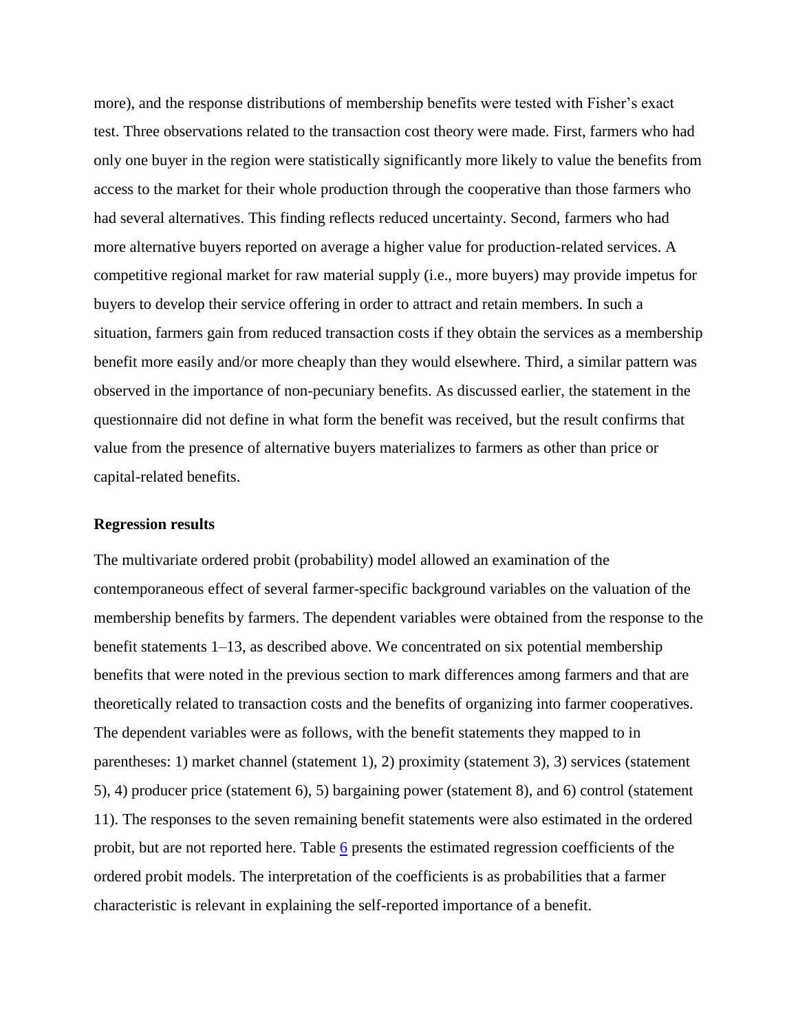more), and the response distributions of membership benefits were tested with Fisher's exact test. Three observations related to the transaction cost theory were made. First, farmers who had only one buyer in the region were statistically significantly more likely to value the benefits from access to the market for their whole production through the cooperative than those farmers who had several alternatives. This finding reflects reduced uncertainty. Second, farmers who had more alternative buyers reported on average a higher value for production-related services. A competitive regional market for raw material supply (i.e., more buyers) may provide impetus for buyers to develop their service offering in order to attract and retain members. In such a situation, farmers gain from reduced transaction costs if they obtain the services as a membership benefit more easily and/or more cheaply than they would elsewhere. Third, a similar pattern was observed in the importance of non-pecuniary benefits. As discussed earlier, the statement in the questionnaire did not define in what form the benefit was received, but the result confirms that value from the presence of alternative buyers materializes to farmers as other than price or capital-related benefits.

### Regression results

The multivariate ordered probit (probability) model allowed an examination of the contemporaneous effect of several farmer-specific background variables on the valuation of the membership benefits by farmers. The dependent variables were obtained from the response to the benefit statements 1–13, as described above. We concentrated on six potential membership benefits that were noted in the previous section to mark differences among farmers and that are theoretically related to transaction costs and the benefits of organizing into farmer cooperatives. The dependent variables were as follows, with the benefit statements they mapped to in parentheses: 1) market channel (statement 1), 2) proximity (statement 3), 3) services (statement 5), 4) producer price (statement 6), 5) bargaining power (statement 8), and 6) control (statement 11). The responses to the seven remaining benefit statements were also estimated in the ordered probit, but are not reported here. Table 6 presents the estimated regression coefficients of the ordered probit models. The interpretation of the coefficients is as probabilities that a farmer characteristic is relevant in explaining the self-reported importance of a benefit.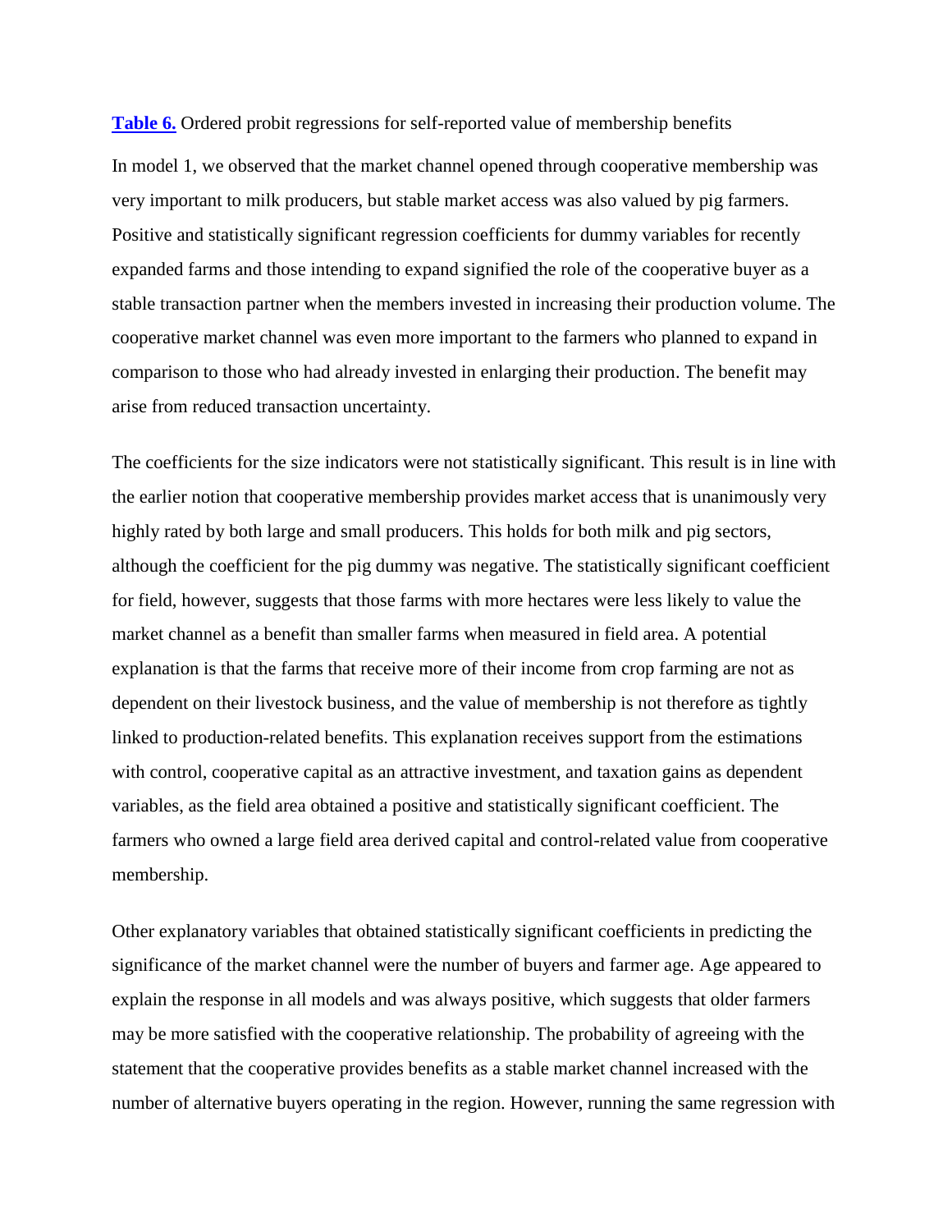**Table 6.** Ordered probit regressions for self-reported value of membership benefits

In model 1, we observed that the market channel opened through cooperative membership was very important to milk producers, but stable market access was also valued by pig farmers. Positive and statistically significant regression coefficients for dummy variables for recently expanded farms and those intending to expand signified the role of the cooperative buyer as a stable transaction partner when the members invested in increasing their production volume. The cooperative market channel was even more important to the farmers who planned to expand in comparison to those who had already invested in enlarging their production. The benefit may arise from reduced transaction uncertainty.

The coefficients for the size indicators were not statistically significant. This result is in line with the earlier notion that cooperative membership provides market access that is unanimously very highly rated by both large and small producers. This holds for both milk and pig sectors, although the coefficient for the pig dummy was negative. The statistically significant coefficient for field, however, suggests that those farms with more hectares were less likely to value the market channel as a benefit than smaller farms when measured in field area. A potential explanation is that the farms that receive more of their income from crop farming are not as dependent on their livestock business, and the value of membership is not therefore as tightly linked to production-related benefits. This explanation receives support from the estimations with control, cooperative capital as an attractive investment, and taxation gains as dependent variables, as the field area obtained a positive and statistically significant coefficient. The farmers who owned a large field area derived capital and control-related value from cooperative membership.

Other explanatory variables that obtained statistically significant coefficients in predicting the significance of the market channel were the number of buyers and farmer age. Age appeared to explain the response in all models and was always positive, which suggests that older farmers may be more satisfied with the cooperative relationship. The probability of agreeing with the statement that the cooperative provides benefits as a stable market channel increased with the number of alternative buyers operating in the region. However, running the same regression with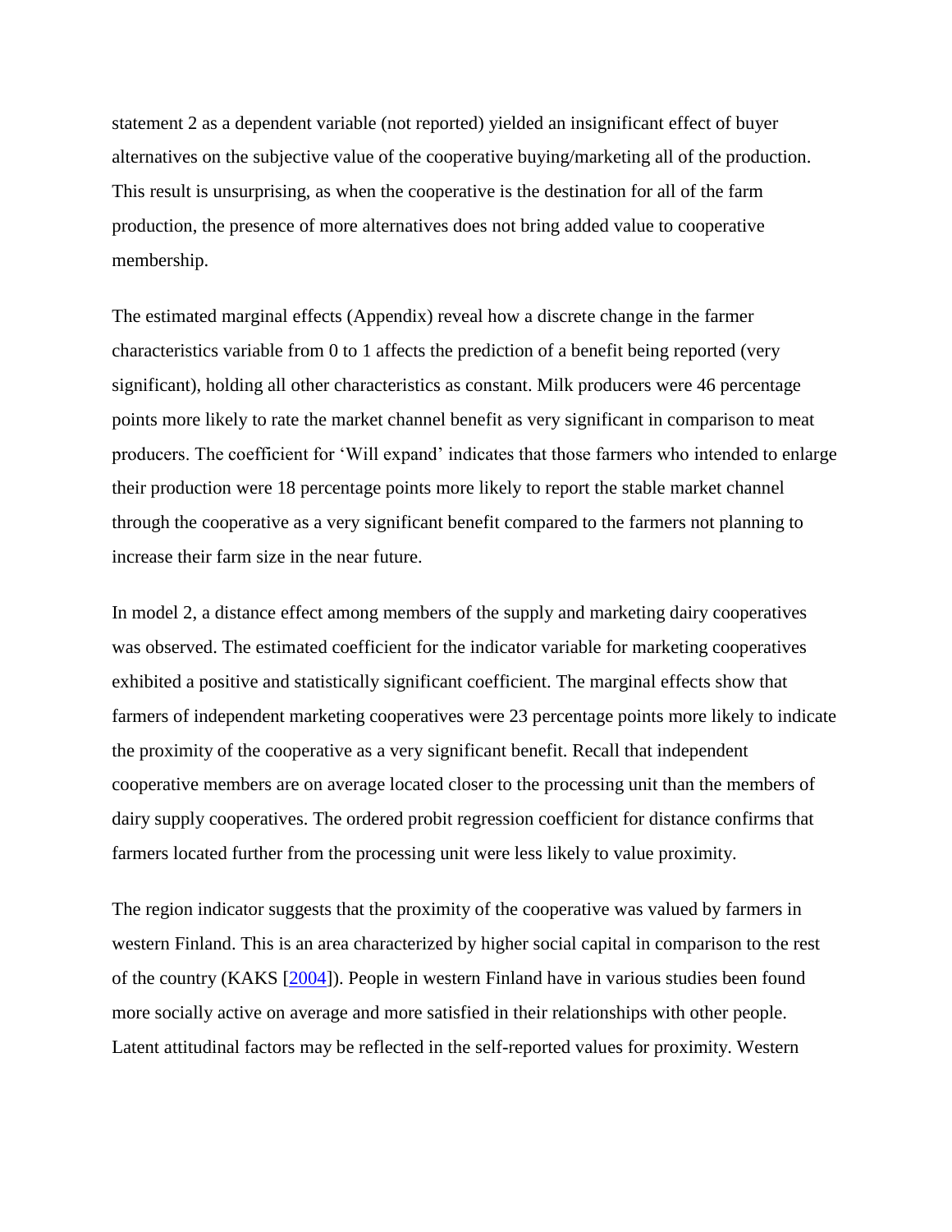statement 2 as a dependent variable (not reported) yielded an insignificant effect of buyer alternatives on the subjective value of the cooperative buying/marketing all of the production. This result is unsurprising, as when the cooperative is the destination for all of the farm production, the presence of more alternatives does not bring added value to cooperative membership.

The estimated marginal effects (Appendix) reveal how a discrete change in the farmer characteristics variable from 0 to 1 affects the prediction of a benefit being reported (very significant), holding all other characteristics as constant. Milk producers were 46 percentage points more likely to rate the market channel benefit as very significant in comparison to meat producers. The coefficient for 'Will expand' indicates that those farmers who intended to enlarge their production were 18 percentage points more likely to report the stable market channel through the cooperative as a very significant benefit compared to the farmers not planning to increase their farm size in the near future.

In model 2, a distance effect among members of the supply and marketing dairy cooperatives was observed. The estimated coefficient for the indicator variable for marketing cooperatives exhibited a positive and statistically significant coefficient. The marginal effects show that farmers of independent marketing cooperatives were 23 percentage points more likely to indicate the proximity of the cooperative as a very significant benefit. Recall that independent cooperative members are on average located closer to the processing unit than the members of dairy supply cooperatives. The ordered probit regression coefficient for distance confirms that farmers located further from the processing unit were less likely to value proximity.

The region indicator suggests that the proximity of the cooperative was valued by farmers in western Finland. This is an area characterized by higher social capital in comparison to the rest of the country (KAKS [2004]). People in western Finland have in various studies been found more socially active on average and more satisfied in their relationships with other people. Latent attitudinal factors may be reflected in the self-reported values for proximity. Western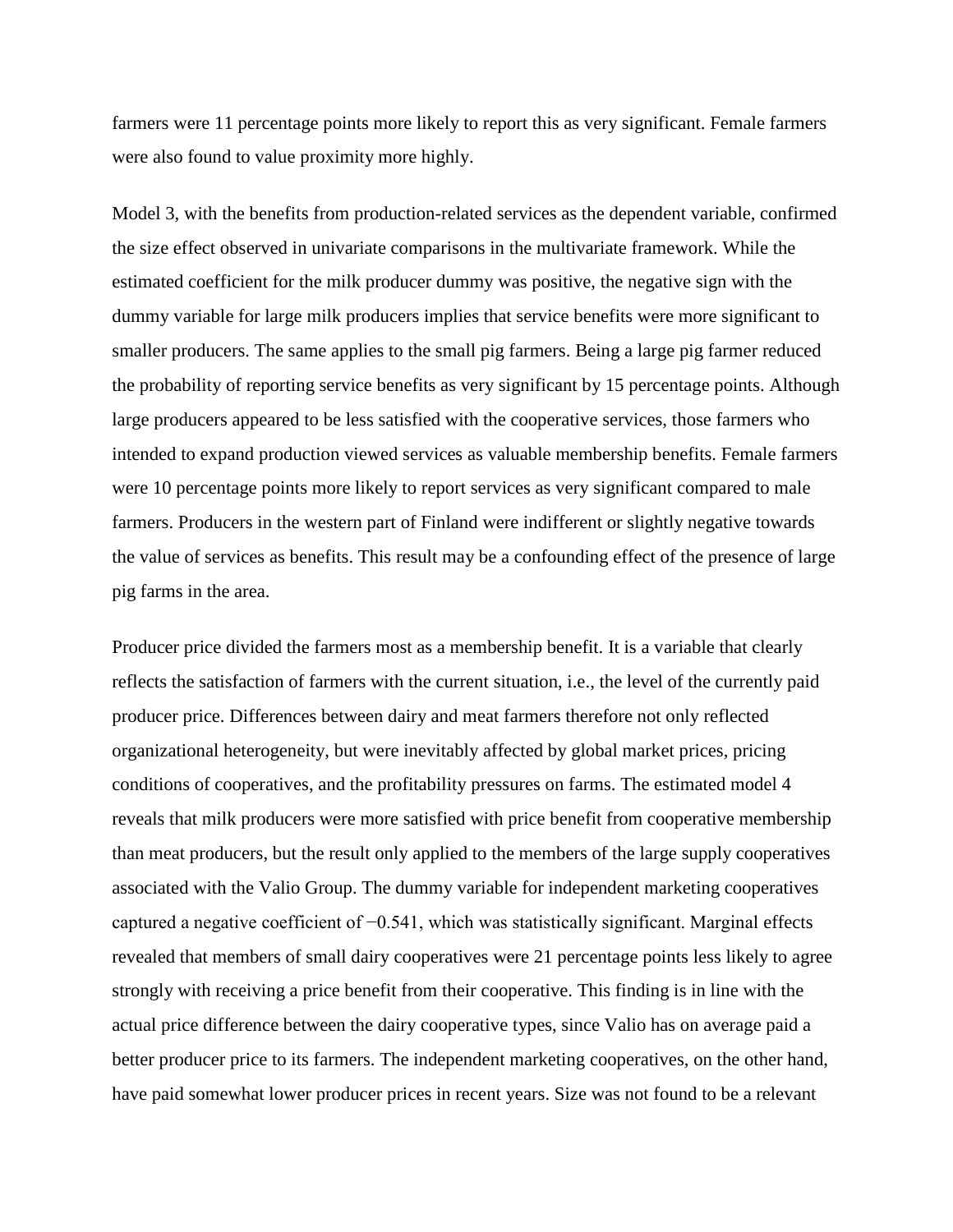farmers were 11 percentage points more likely to report this as very significant. Female farmers were also found to value proximity more highly.

Model 3, with the benefits from production-related services as the dependent variable, confirmed the size effect observed in univariate comparisons in the multivariate framework. While the estimated coefficient for the milk producer dummy was positive, the negative sign with the dummy variable for large milk producers implies that service benefits were more significant to smaller producers. The same applies to the small pig farmers. Being a large pig farmer reduced the probability of reporting service benefits as very significant by 15 percentage points. Although large producers appeared to be less satisfied with the cooperative services, those farmers who intended to expand production viewed services as valuable membership benefits. Female farmers were 10 percentage points more likely to report services as very significant compared to male farmers. Producers in the western part of Finland were indifferent or slightly negative towards the value of services as benefits. This result may be a confounding effect of the presence of large pig farms in the area.

Producer price divided the farmers most as a membership benefit. It is a variable that clearly reflects the satisfaction of farmers with the current situation, i.e., the level of the currently paid producer price. Differences between dairy and meat farmers therefore not only reflected organizational heterogeneity, but were inevitably affected by global market prices, pricing conditions of cooperatives, and the profitability pressures on farms. The estimated model 4 reveals that milk producers were more satisfied with price benefit from cooperative membership than meat producers, but the result only applied to the members of the large supply cooperatives associated with the Valio Group. The dummy variable for independent marketing cooperatives captured a negative coefficient of −0.541, which was statistically significant. Marginal effects revealed that members of small dairy cooperatives were 21 percentage points less likely to agree strongly with receiving a price benefit from their cooperative. This finding is in line with the actual price difference between the dairy cooperative types, since Valio has on average paid a better producer price to its farmers. The independent marketing cooperatives, on the other hand, have paid somewhat lower producer prices in recent years. Size was not found to be a relevant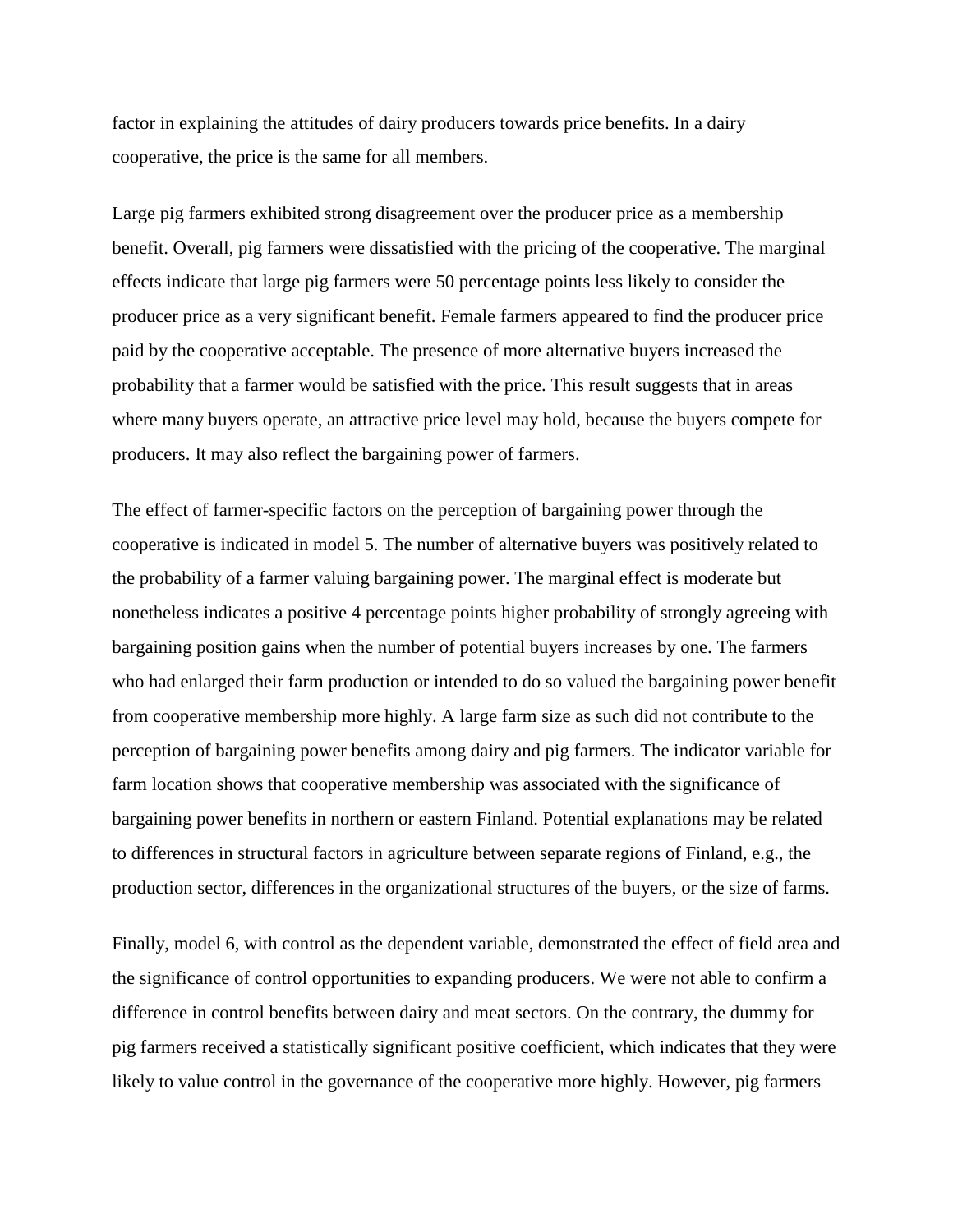factor in explaining the attitudes of dairy producers towards price benefits. In a dairy cooperative, the price is the same for all members.

Large pig farmers exhibited strong disagreement over the producer price as a membership benefit. Overall, pig farmers were dissatisfied with the pricing of the cooperative. The marginal effects indicate that large pig farmers were 50 percentage points less likely to consider the producer price as a very significant benefit. Female farmers appeared to find the producer price paid by the cooperative acceptable. The presence of more alternative buyers increased the probability that a farmer would be satisfied with the price. This result suggests that in areas where many buyers operate, an attractive price level may hold, because the buyers compete for producers. It may also reflect the bargaining power of farmers.

The effect of farmer-specific factors on the perception of bargaining power through the cooperative is indicated in model 5. The number of alternative buyers was positively related to the probability of a farmer valuing bargaining power. The marginal effect is moderate but nonetheless indicates a positive 4 percentage points higher probability of strongly agreeing with bargaining position gains when the number of potential buyers increases by one. The farmers who had enlarged their farm production or intended to do so valued the bargaining power benefit from cooperative membership more highly. A large farm size as such did not contribute to the perception of bargaining power benefits among dairy and pig farmers. The indicator variable for farm location shows that cooperative membership was associated with the significance of bargaining power benefits in northern or eastern Finland. Potential explanations may be related to differences in structural factors in agriculture between separate regions of Finland, e.g., the production sector, differences in the organizational structures of the buyers, or the size of farms.

Finally, model 6, with control as the dependent variable, demonstrated the effect of field area and the significance of control opportunities to expanding producers. We were not able to confirm a difference in control benefits between dairy and meat sectors. On the contrary, the dummy for pig farmers received a statistically significant positive coefficient, which indicates that they were likely to value control in the governance of the cooperative more highly. However, pig farmers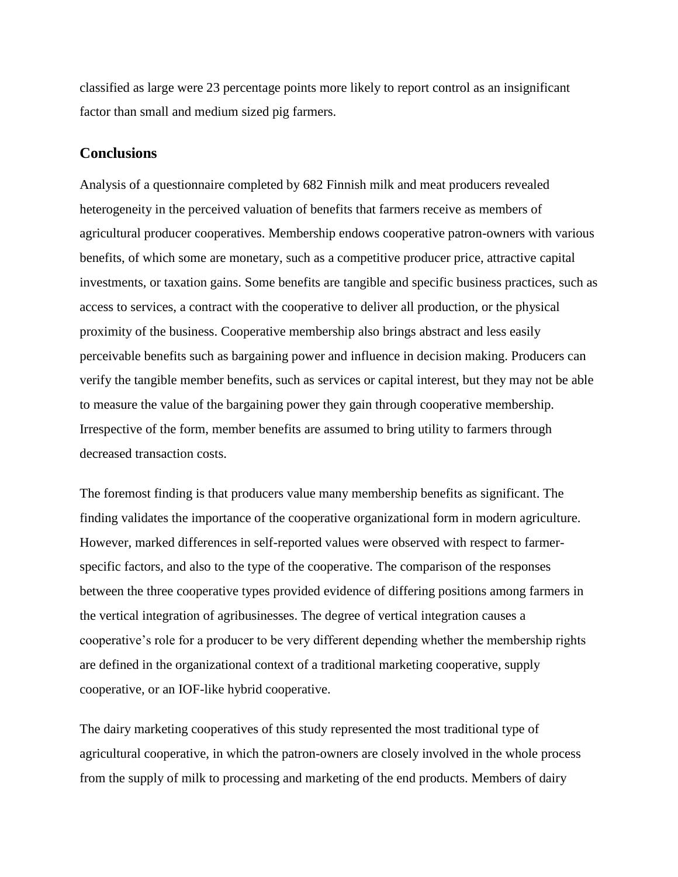classified as large were 23 percentage points more likely to report control as an insignificant factor than small and medium sized pig farmers.

## Conclusions

Analysis of a questionnaire completed by 682 Finnish milk and meat producers revealed heterogeneity in the perceived valuation of benefits that farmers receive as members of agricultural producer cooperatives. Membership endows cooperative patron-owners with various benefits, of which some are monetary, such as a competitive producer price, attractive capital investments, or taxation gains. Some benefits are tangible and specific business practices, such as access to services, a contract with the cooperative to deliver all production, or the physical proximity of the business. Cooperative membership also brings abstract and less easily perceivable benefits such as bargaining power and influence in decision making. Producers can verify the tangible member benefits, such as services or capital interest, but they may not be able to measure the value of the bargaining power they gain through cooperative membership. Irrespective of the form, member benefits are assumed to bring utility to farmers through decreased transaction costs.

The foremost finding is that producers value many membership benefits as significant. The finding validates the importance of the cooperative organizational form in modern agriculture. However, marked differences in self-reported values were observed with respect to farmer-specific factors, and also to the type of the cooperative. The comparison of the responses between the three cooperative types provided evidence of differing positions among farmers in the vertical integration of agribusinesses. The degree of vertical integration causes a cooperative's role for a producer to be very different depending whether the membership rights are defined in the organizational context of a traditional marketing cooperative, supply cooperative, or an IOF-like hybrid cooperative.

The dairy marketing cooperatives of this study represented the most traditional type of agricultural cooperative, in which the patron-owners are closely involved in the whole process from the supply of milk to processing and marketing of the end products. Members of dairy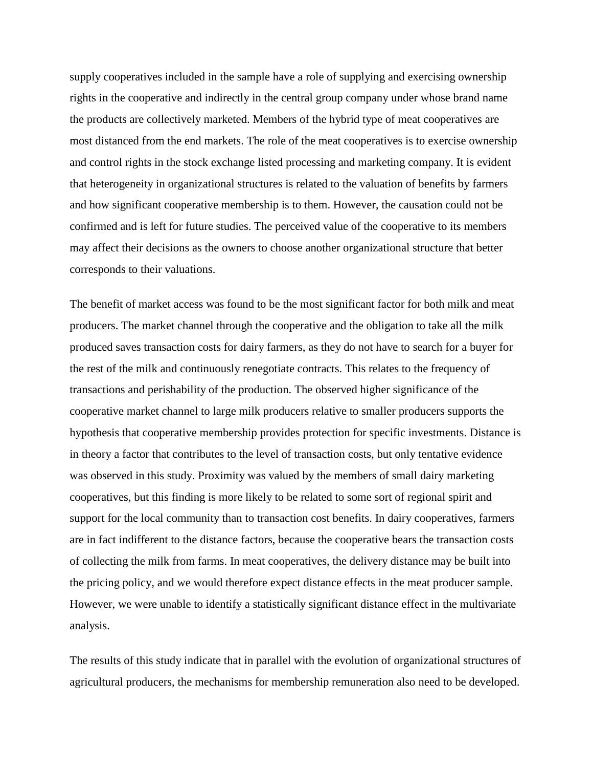supply cooperatives included in the sample have a role of supplying and exercising ownership rights in the cooperative and indirectly in the central group company under whose brand name the products are collectively marketed. Members of the hybrid type of meat cooperatives are most distanced from the end markets. The role of the meat cooperatives is to exercise ownership and control rights in the stock exchange listed processing and marketing company. It is evident that heterogeneity in organizational structures is related to the valuation of benefits by farmers and how significant cooperative membership is to them. However, the causation could not be confirmed and is left for future studies. The perceived value of the cooperative to its members may affect their decisions as the owners to choose another organizational structure that better corresponds to their valuations.

The benefit of market access was found to be the most significant factor for both milk and meat producers. The market channel through the cooperative and the obligation to take all the milk produced saves transaction costs for dairy farmers, as they do not have to search for a buyer for the rest of the milk and continuously renegotiate contracts. This relates to the frequency of transactions and perishability of the production. The observed higher significance of the cooperative market channel to large milk producers relative to smaller producers supports the hypothesis that cooperative membership provides protection for specific investments. Distance is in theory a factor that contributes to the level of transaction costs, but only tentative evidence was observed in this study. Proximity was valued by the members of small dairy marketing cooperatives, but this finding is more likely to be related to some sort of regional spirit and support for the local community than to transaction cost benefits. In dairy cooperatives, farmers are in fact indifferent to the distance factors, because the cooperative bears the transaction costs of collecting the milk from farms. In meat cooperatives, the delivery distance may be built into the pricing policy, and we would therefore expect distance effects in the meat producer sample. However, we were unable to identify a statistically significant distance effect in the multivariate analysis.

The results of this study indicate that in parallel with the evolution of organizational structures of agricultural producers, the mechanisms for membership remuneration also need to be developed.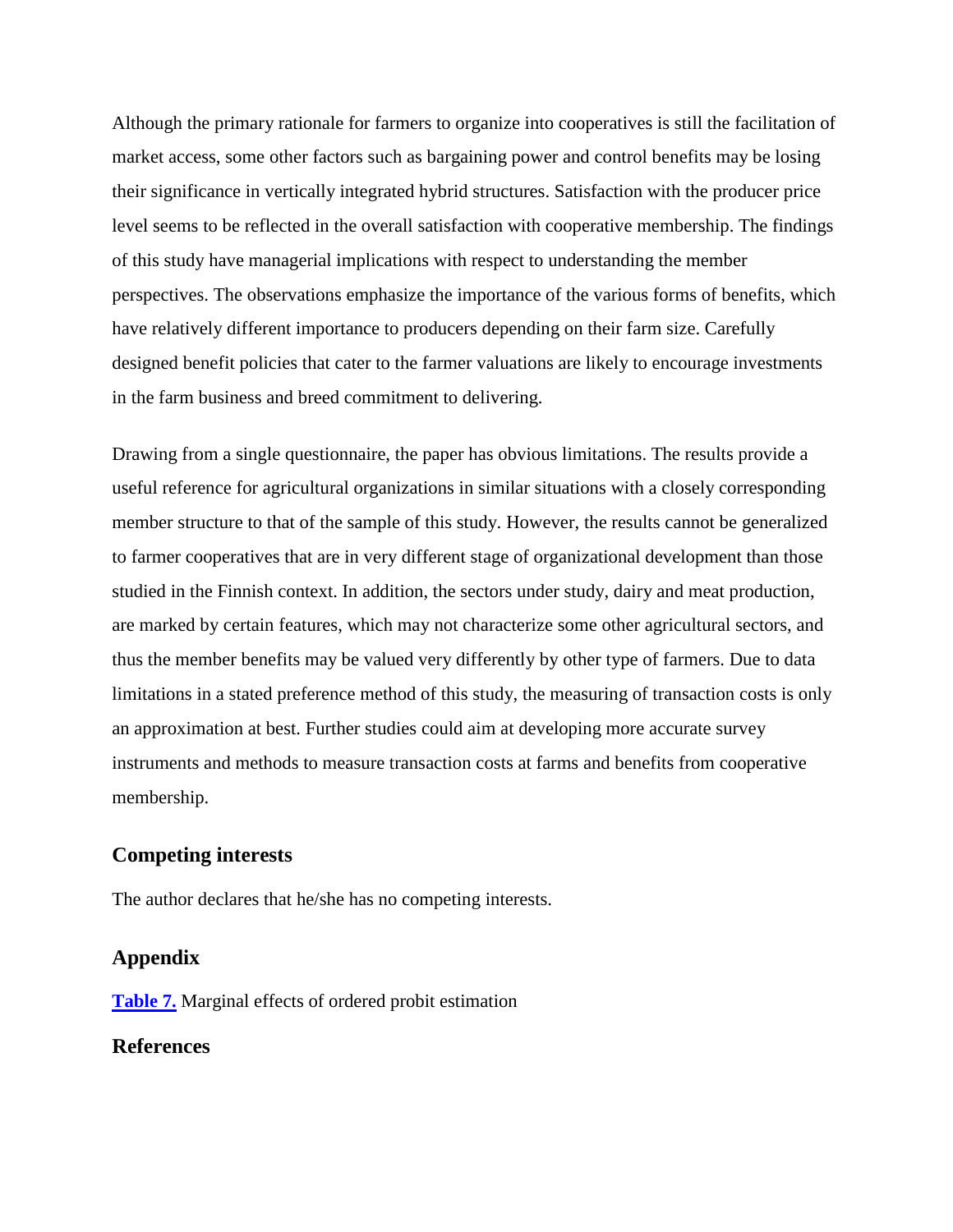Although the primary rationale for farmers to organize into cooperatives is still the facilitation of market access, some other factors such as bargaining power and control benefits may be losing their significance in vertically integrated hybrid structures. Satisfaction with the producer price level seems to be reflected in the overall satisfaction with cooperative membership. The findings of this study have managerial implications with respect to understanding the member perspectives. The observations emphasize the importance of the various forms of benefits, which have relatively different importance to producers depending on their farm size. Carefully designed benefit policies that cater to the farmer valuations are likely to encourage investments in the farm business and breed commitment to delivering.

Drawing from a single questionnaire, the paper has obvious limitations. The results provide a useful reference for agricultural organizations in similar situations with a closely corresponding member structure to that of the sample of this study. However, the results cannot be generalized to farmer cooperatives that are in very different stage of organizational development than those studied in the Finnish context. In addition, the sectors under study, dairy and meat production, are marked by certain features, which may not characterize some other agricultural sectors, and thus the member benefits may be valued very differently by other type of farmers. Due to data limitations in a stated preference method of this study, the measuring of transaction costs is only an approximation at best. Further studies could aim at developing more accurate survey instruments and methods to measure transaction costs at farms and benefits from cooperative membership.

## Competing interests

The author declares that he/she has no competing interests.

## Appendix

**Table 7.** Marginal effects of ordered probit estimation

## References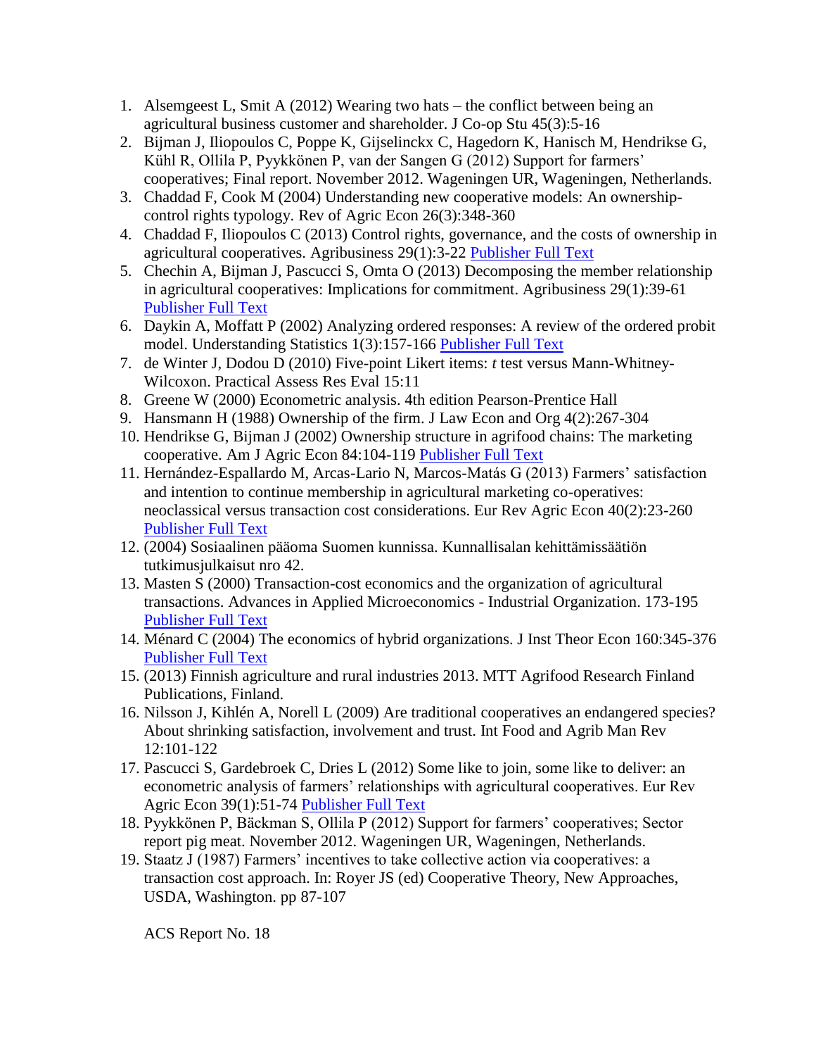1. Alsemgeest L, Smit A (2012) Wearing two hats – the conflict between being an agricultural business customer and shareholder. J Co-op Stu 45(3):5-16
2. Bijman J, Iliopoulos C, Poppe K, Gijselinckx C, Hagedorn K, Hanisch M, Hendrikse G, Kühl R, Ollila P, Pyykkönen P, van der Sangen G (2012) Support for farmers' cooperatives; Final report. November 2012. Wageningen UR, Wageningen, Netherlands.
3. Chaddad F, Cook M (2004) Understanding new cooperative models: An ownership-control rights typology. Rev of Agric Econ 26(3):348-360
4. Chaddad F, Iliopoulos C (2013) Control rights, governance, and the costs of ownership in agricultural cooperatives. Agribusiness 29(1):3-22 Publisher Full Text
5. Chechin A, Bijman J, Pascucci S, Omta O (2013) Decomposing the member relationship in agricultural cooperatives: Implications for commitment. Agribusiness 29(1):39-61 Publisher Full Text
6. Daykin A, Moffatt P (2002) Analyzing ordered responses: A review of the ordered probit model. Understanding Statistics 1(3):157-166 Publisher Full Text
7. de Winter J, Dodou D (2010) Five-point Likert items: *t* test versus Mann-Whitney-Wilcoxon. Practical Assess Res Eval 15:11
8. Greene W (2000) Econometric analysis. 4th edition Pearson-Prentice Hall
9. Hansmann H (1988) Ownership of the firm. J Law Econ and Org 4(2):267-304
10. Hendrikse G, Bijman J (2002) Ownership structure in agrifood chains: The marketing cooperative. Am J Agric Econ 84:104-119 Publisher Full Text
11. Hernández-Espallardo M, Arcas-Lario N, Marcos-Matás G (2013) Farmers' satisfaction and intention to continue membership in agricultural marketing co-operatives: neoclassical versus transaction cost considerations. Eur Rev Agric Econ 40(2):23-260 Publisher Full Text
12. (2004) Sosiaalinen pääoma Suomen kunnissa. Kunnallisalan kehittämissäätiön tutkimusjulkaisut nro 42.
13. Masten S (2000) Transaction-cost economics and the organization of agricultural transactions. Advances in Applied Microeconomics - Industrial Organization. 173-195 Publisher Full Text
14. Ménard C (2004) The economics of hybrid organizations. J Inst Theor Econ 160:345-376 Publisher Full Text
15. (2013) Finnish agriculture and rural industries 2013. MTT Agrifood Research Finland Publications, Finland.
16. Nilsson J, Kihlén A, Norell L (2009) Are traditional cooperatives an endangered species? About shrinking satisfaction, involvement and trust. Int Food and Agrib Man Rev 12:101-122
17. Pascucci S, Gardebroek C, Dries L (2012) Some like to join, some like to deliver: an econometric analysis of farmers' relationships with agricultural cooperatives. Eur Rev Agric Econ 39(1):51-74 Publisher Full Text
18. Pyykkönen P, Bäckman S, Ollila P (2012) Support for farmers' cooperatives; Sector report pig meat. November 2012. Wageningen UR, Wageningen, Netherlands.
19. Staatz J (1987) Farmers' incentives to take collective action via cooperatives: a transaction cost approach. In: Royer JS (ed) Cooperative Theory, New Approaches, USDA, Washington. pp 87-107

ACS Report No. 18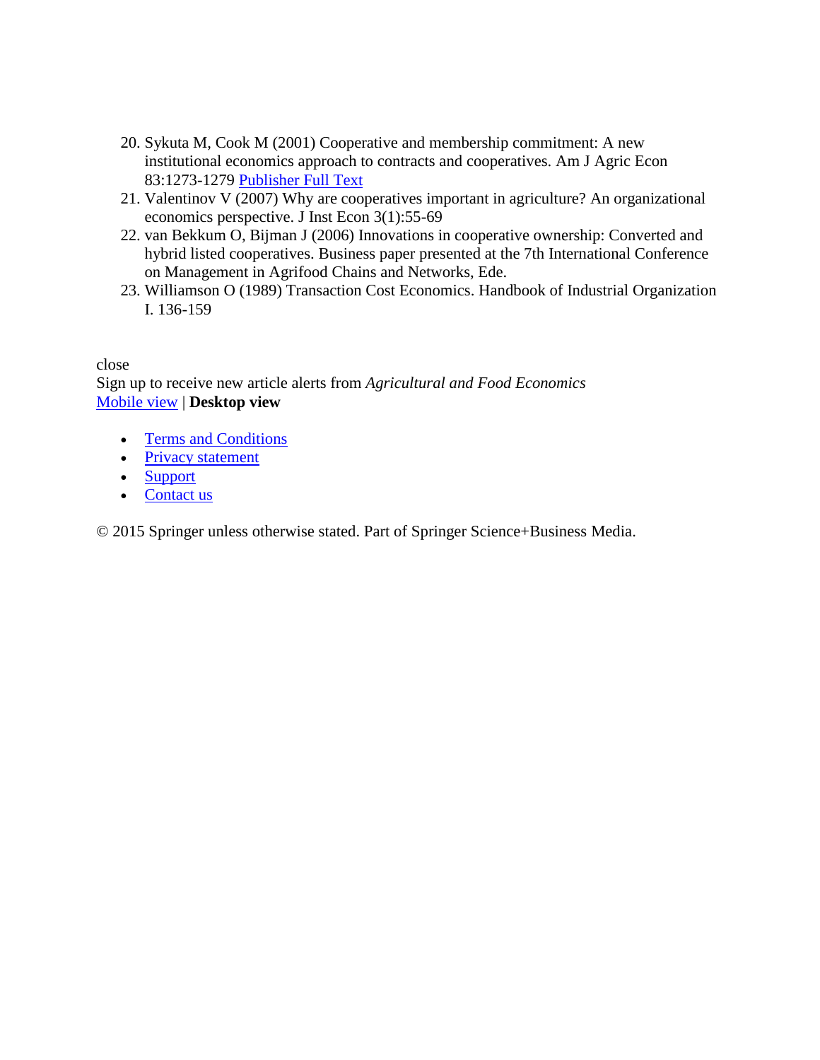20. Sykuta M, Cook M (2001) Cooperative and membership commitment: A new institutional economics approach to contracts and cooperatives. Am J Agric Econ 83:1273-1279 Publisher Full Text
21. Valentinov V (2007) Why are cooperatives important in agriculture? An organizational economics perspective. J Inst Econ 3(1):55-69
22. van Bekkum O, Bijman J (2006) Innovations in cooperative ownership: Converted and hybrid listed cooperatives. Business paper presented at the 7th International Conference on Management in Agrifood Chains and Networks, Ede.
23. Williamson O (1989) Transaction Cost Economics. Handbook of Industrial Organization I. 136-159

close

Sign up to receive new article alerts from *Agricultural and Food Economics*

Mobile view | **Desktop view**

- Terms and Conditions
- Privacy statement
- Support
- Contact us

© 2015 Springer unless otherwise stated. Part of Springer Science+Business Media.